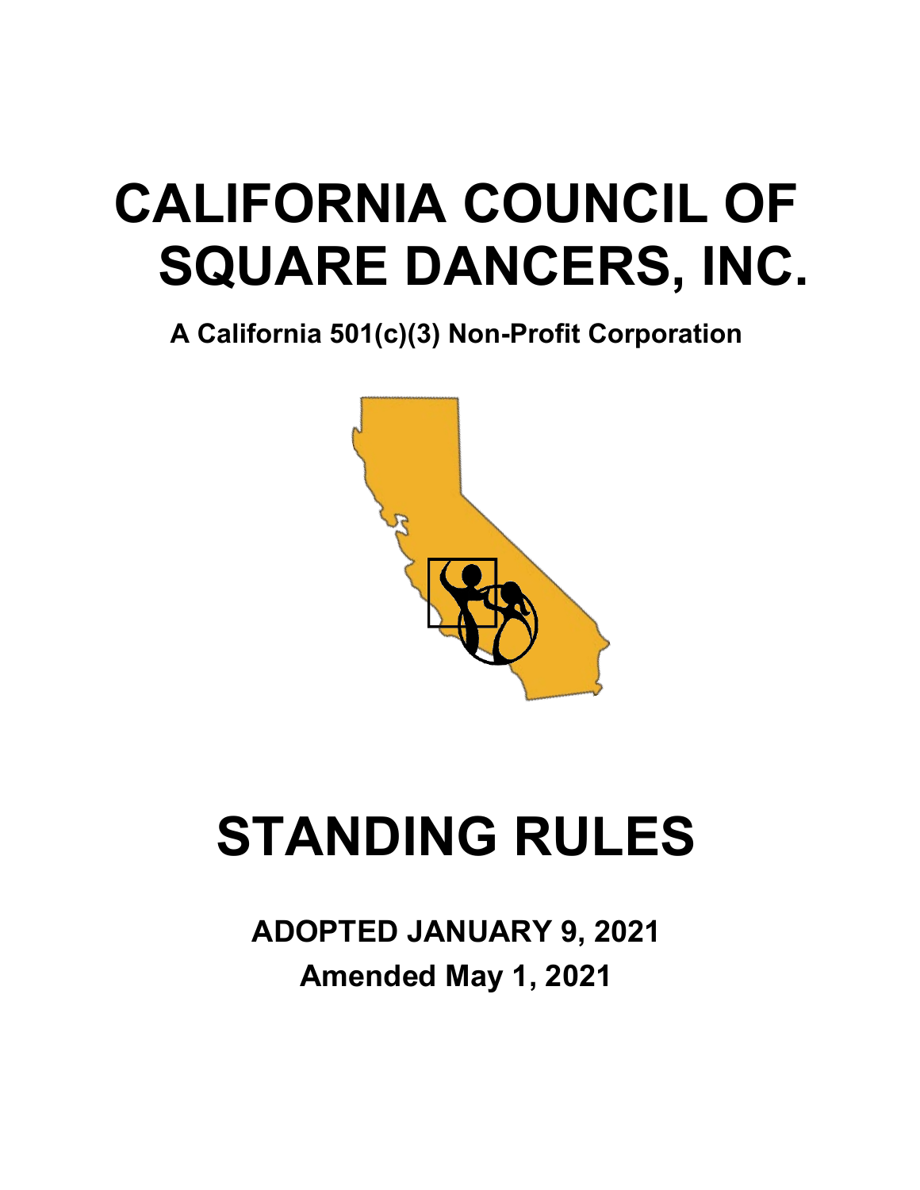# CALIFORNIA COUNCIL OF SQUARE DANCERS, INC.

**A California 501(c)(3) Non-Profit Corporation**

# STANDING RULES

**ADOPTED JANUARY 9, 2021**

**Amended May 1, 2021**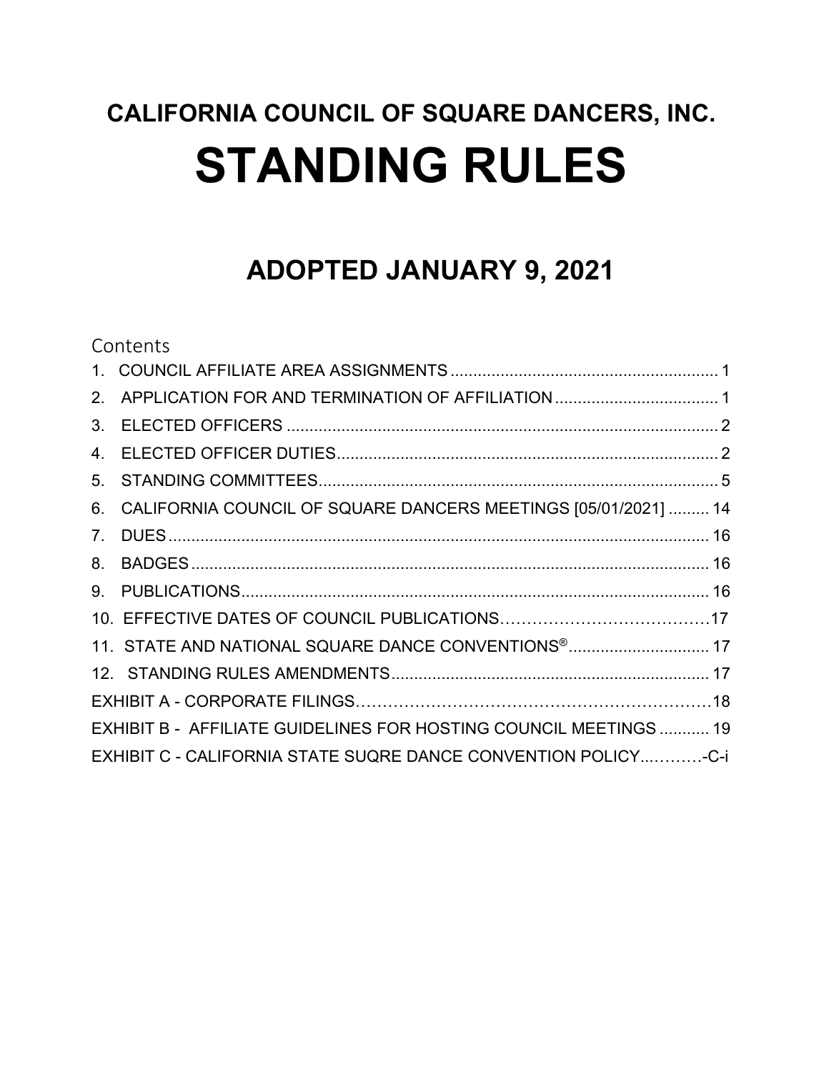# CALIFORNIA COUNCIL OF SQUARE DANCERS, INC.

# STANDING RULES

## ADOPTED JANUARY 9, 2021

Contents

1. COUNCIL AFFILIATE AREA ASSIGNMENTS .......... 1
2. APPLICATION FOR AND TERMINATION OF AFFILIATION .......... 1
3. ELECTED OFFICERS .......... 2
4. ELECTED OFFICER DUTIES .......... 2
5. STANDING COMMITTEES .......... 5
6. CALIFORNIA COUNCIL OF SQUARE DANCERS MEETINGS [05/01/2021] .......... 14
7. DUES .......... 16
8. BADGES .......... 16
9. PUBLICATIONS .......... 16
10. EFFECTIVE DATES OF COUNCIL PUBLICATIONS .......... 17
11. STATE AND NATIONAL SQUARE DANCE CONVENTIONS® .......... 17
12. STANDING RULES AMENDMENTS .......... 17

EXHIBIT A - CORPORATE FILINGS .......... 18

EXHIBIT B - AFFILIATE GUIDELINES FOR HOSTING COUNCIL MEETINGS .......... 19

EXHIBIT C - CALIFORNIA STATE SUQRE DANCE CONVENTION POLICY .......... -C-i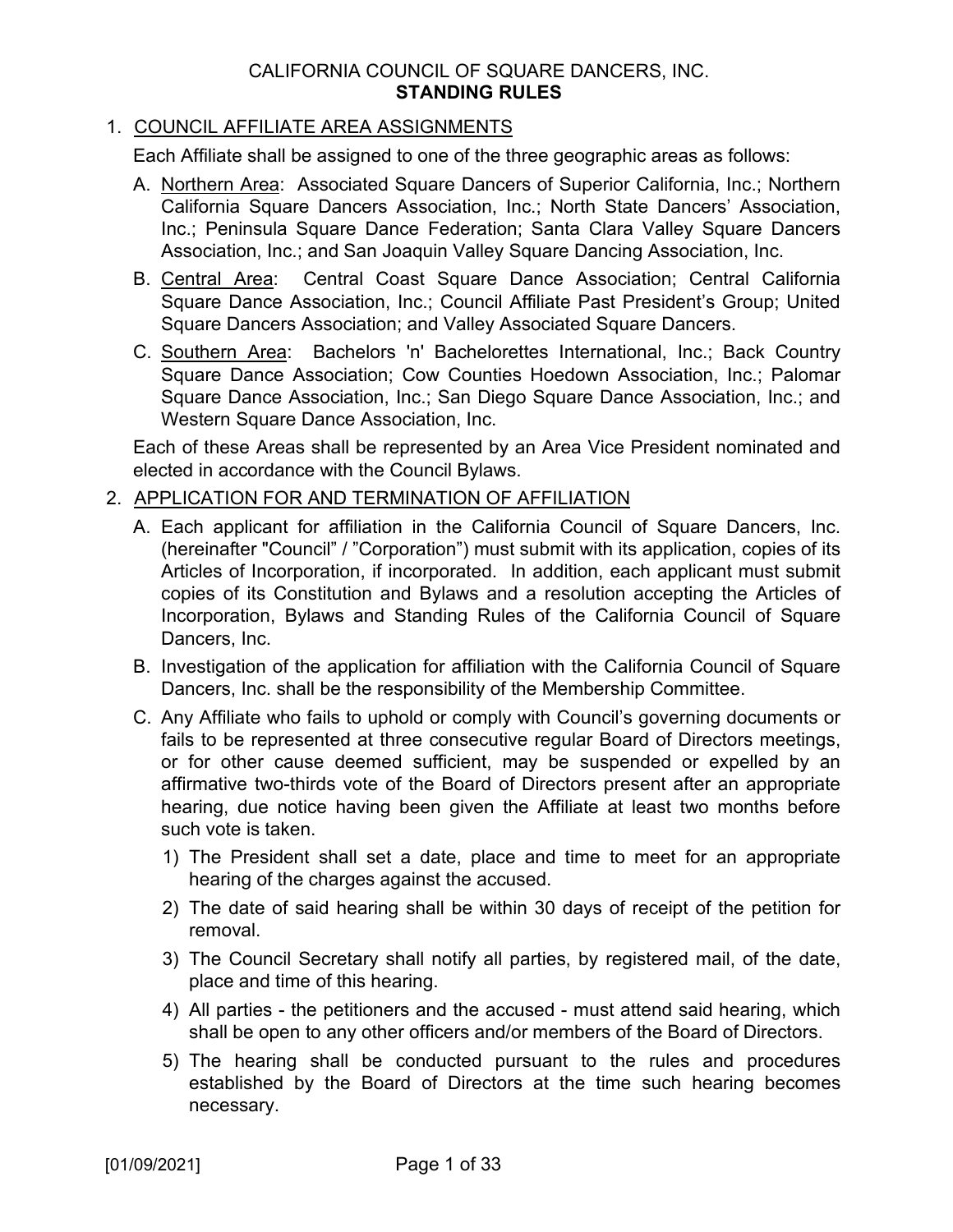# CALIFORNIA COUNCIL OF SQUARE DANCERS, INC.
## STANDING RULES

1. COUNCIL AFFILIATE AREA ASSIGNMENTS

   Each Affiliate shall be assigned to one of the three geographic areas as follows:

   A. Northern Area: Associated Square Dancers of Superior California, Inc.; Northern California Square Dancers Association, Inc.; North State Dancers' Association, Inc.; Peninsula Square Dance Federation; Santa Clara Valley Square Dancers Association, Inc.; and San Joaquin Valley Square Dancing Association, Inc.

   B. Central Area: Central Coast Square Dance Association; Central California Square Dance Association, Inc.; Council Affiliate Past President's Group; United Square Dancers Association; and Valley Associated Square Dancers.

   C. Southern Area: Bachelors 'n' Bachelorettes International, Inc.; Back Country Square Dance Association; Cow Counties Hoedown Association, Inc.; Palomar Square Dance Association, Inc.; San Diego Square Dance Association, Inc.; and Western Square Dance Association, Inc.

   Each of these Areas shall be represented by an Area Vice President nominated and elected in accordance with the Council Bylaws.

2. APPLICATION FOR AND TERMINATION OF AFFILIATION

   A. Each applicant for affiliation in the California Council of Square Dancers, Inc. (hereinafter "Council" / "Corporation") must submit with its application, copies of its Articles of Incorporation, if incorporated. In addition, each applicant must submit copies of its Constitution and Bylaws and a resolution accepting the Articles of Incorporation, Bylaws and Standing Rules of the California Council of Square Dancers, Inc.

   B. Investigation of the application for affiliation with the California Council of Square Dancers, Inc. shall be the responsibility of the Membership Committee.

   C. Any Affiliate who fails to uphold or comply with Council's governing documents or fails to be represented at three consecutive regular Board of Directors meetings, or for other cause deemed sufficient, may be suspended or expelled by an affirmative two-thirds vote of the Board of Directors present after an appropriate hearing, due notice having been given the Affiliate at least two months before such vote is taken.

      1) The President shall set a date, place and time to meet for an appropriate hearing of the charges against the accused.

      2) The date of said hearing shall be within 30 days of receipt of the petition for removal.

      3) The Council Secretary shall notify all parties, by registered mail, of the date, place and time of this hearing.

      4) All parties - the petitioners and the accused - must attend said hearing, which shall be open to any other officers and/or members of the Board of Directors.

      5) The hearing shall be conducted pursuant to the rules and procedures established by the Board of Directors at the time such hearing becomes necessary.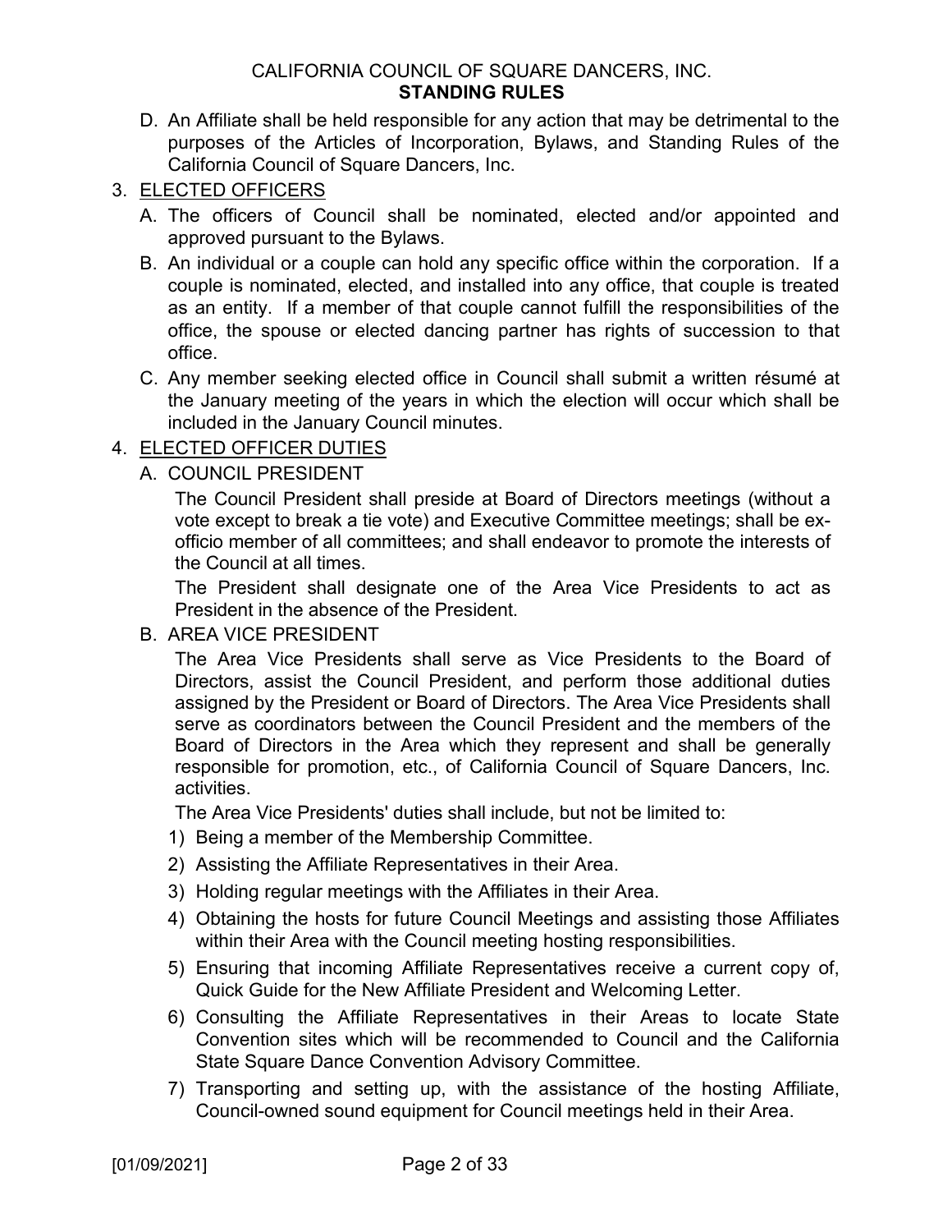D. An Affiliate shall be held responsible for any action that may be detrimental to the purposes of the Articles of Incorporation, Bylaws, and Standing Rules of the California Council of Square Dancers, Inc.

3. <u>ELECTED OFFICERS</u>

   A. The officers of Council shall be nominated, elected and/or appointed and approved pursuant to the Bylaws.

   B. An individual or a couple can hold any specific office within the corporation. If a couple is nominated, elected, and installed into any office, that couple is treated as an entity. If a member of that couple cannot fulfill the responsibilities of the office, the spouse or elected dancing partner has rights of succession to that office.

   C. Any member seeking elected office in Council shall submit a written résumé at the January meeting of the years in which the election will occur which shall be included in the January Council minutes.

4. <u>ELECTED OFFICER DUTIES</u>

   A. COUNCIL PRESIDENT

   The Council President shall preside at Board of Directors meetings (without a vote except to break a tie vote) and Executive Committee meetings; shall be ex-officio member of all committees; and shall endeavor to promote the interests of the Council at all times.

   The President shall designate one of the Area Vice Presidents to act as President in the absence of the President.

   B. AREA VICE PRESIDENT

   The Area Vice Presidents shall serve as Vice Presidents to the Board of Directors, assist the Council President, and perform those additional duties assigned by the President or Board of Directors. The Area Vice Presidents shall serve as coordinators between the Council President and the members of the Board of Directors in the Area which they represent and shall be generally responsible for promotion, etc., of California Council of Square Dancers, Inc. activities.

   The Area Vice Presidents' duties shall include, but not be limited to:

   1) Being a member of the Membership Committee.
   2) Assisting the Affiliate Representatives in their Area.
   3) Holding regular meetings with the Affiliates in their Area.
   4) Obtaining the hosts for future Council Meetings and assisting those Affiliates within their Area with the Council meeting hosting responsibilities.
   5) Ensuring that incoming Affiliate Representatives receive a current copy of, Quick Guide for the New Affiliate President and Welcoming Letter.
   6) Consulting the Affiliate Representatives in their Areas to locate State Convention sites which will be recommended to Council and the California State Square Dance Convention Advisory Committee.
   7) Transporting and setting up, with the assistance of the hosting Affiliate, Council-owned sound equipment for Council meetings held in their Area.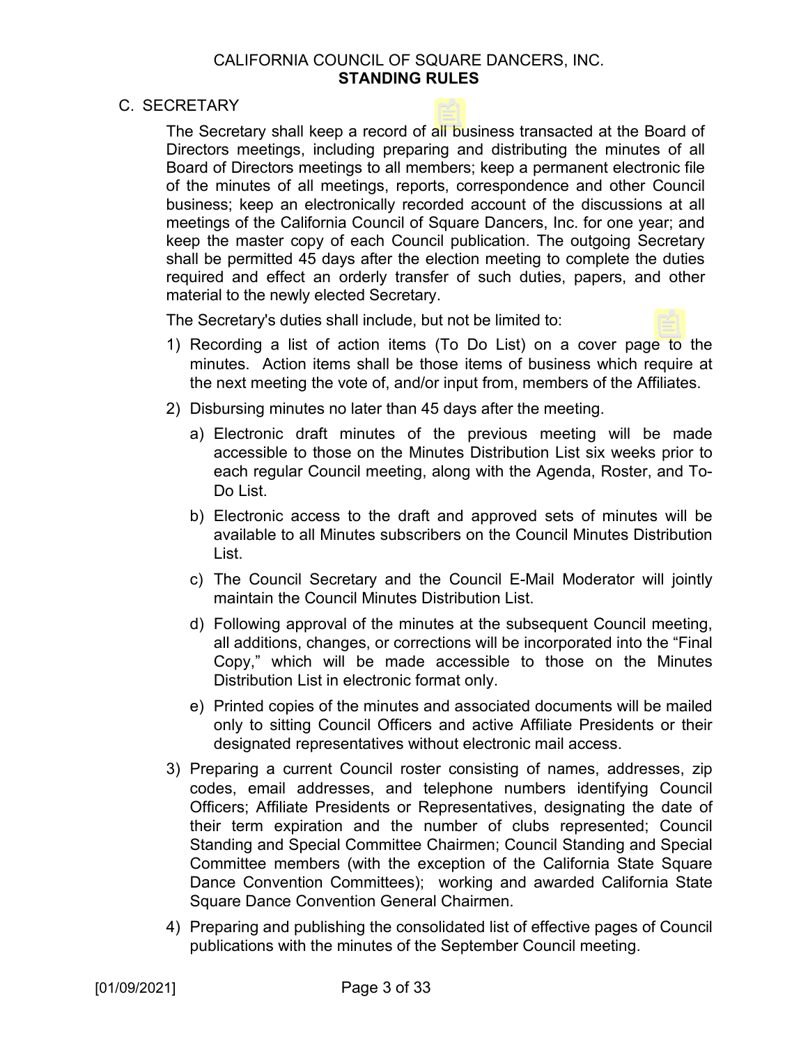## C. SECRETARY

The Secretary shall keep a record of all business transacted at the Board of Directors meetings, including preparing and distributing the minutes of all Board of Directors meetings to all members; keep a permanent electronic file of the minutes of all meetings, reports, correspondence and other Council business; keep an electronically recorded account of the discussions at all meetings of the California Council of Square Dancers, Inc. for one year; and keep the master copy of each Council publication. The outgoing Secretary shall be permitted 45 days after the election meeting to complete the duties required and effect an orderly transfer of such duties, papers, and other material to the newly elected Secretary.

The Secretary's duties shall include, but not be limited to:

1) Recording a list of action items (To Do List) on a cover page to the minutes. Action items shall be those items of business which require at the next meeting the vote of, and/or input from, members of the Affiliates.
2) Disbursing minutes no later than 45 days after the meeting.
   a) Electronic draft minutes of the previous meeting will be made accessible to those on the Minutes Distribution List six weeks prior to each regular Council meeting, along with the Agenda, Roster, and To-Do List.
   b) Electronic access to the draft and approved sets of minutes will be available to all Minutes subscribers on the Council Minutes Distribution List.
   c) The Council Secretary and the Council E-Mail Moderator will jointly maintain the Council Minutes Distribution List.
   d) Following approval of the minutes at the subsequent Council meeting, all additions, changes, or corrections will be incorporated into the "Final Copy," which will be made accessible to those on the Minutes Distribution List in electronic format only.
   e) Printed copies of the minutes and associated documents will be mailed only to sitting Council Officers and active Affiliate Presidents or their designated representatives without electronic mail access.
3) Preparing a current Council roster consisting of names, addresses, zip codes, email addresses, and telephone numbers identifying Council Officers; Affiliate Presidents or Representatives, designating the date of their term expiration and the number of clubs represented; Council Standing and Special Committee Chairmen; Council Standing and Special Committee members (with the exception of the California State Square Dance Convention Committees); working and awarded California State Square Dance Convention General Chairmen.
4) Preparing and publishing the consolidated list of effective pages of Council publications with the minutes of the September Council meeting.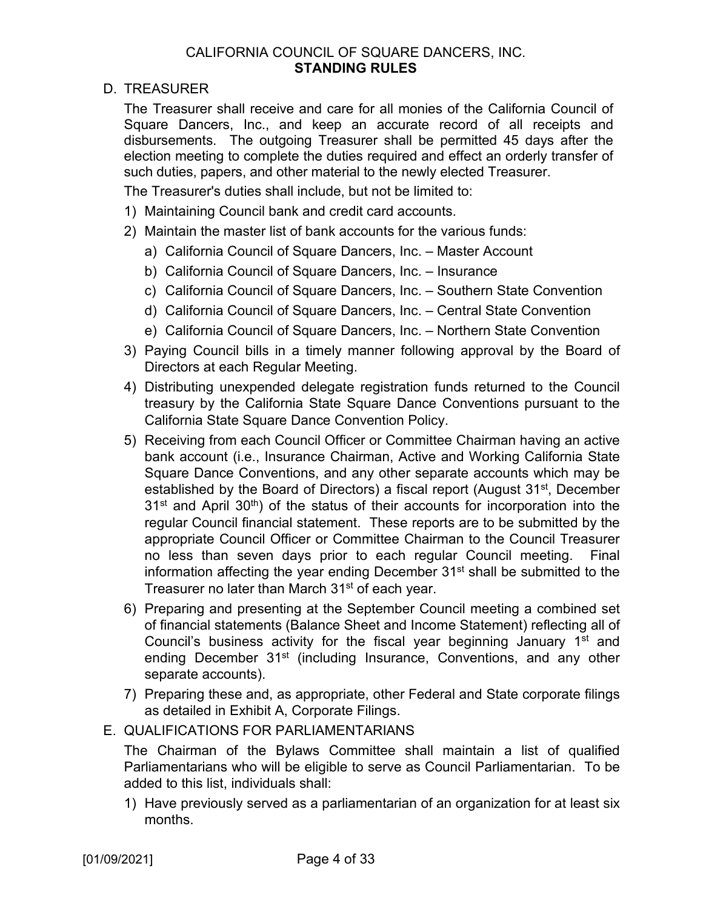## D. TREASURER

The Treasurer shall receive and care for all monies of the California Council of Square Dancers, Inc., and keep an accurate record of all receipts and disbursements. The outgoing Treasurer shall be permitted 45 days after the election meeting to complete the duties required and effect an orderly transfer of such duties, papers, and other material to the newly elected Treasurer.

The Treasurer's duties shall include, but not be limited to:

1) Maintaining Council bank and credit card accounts.
2) Maintain the master list of bank accounts for the various funds:
   a) California Council of Square Dancers, Inc. – Master Account
   b) California Council of Square Dancers, Inc. – Insurance
   c) California Council of Square Dancers, Inc. – Southern State Convention
   d) California Council of Square Dancers, Inc. – Central State Convention
   e) California Council of Square Dancers, Inc. – Northern State Convention
3) Paying Council bills in a timely manner following approval by the Board of Directors at each Regular Meeting.
4) Distributing unexpended delegate registration funds returned to the Council treasury by the California State Square Dance Conventions pursuant to the California State Square Dance Convention Policy.
5) Receiving from each Council Officer or Committee Chairman having an active bank account (i.e., Insurance Chairman, Active and Working California State Square Dance Conventions, and any other separate accounts which may be established by the Board of Directors) a fiscal report (August 31st, December 31st and April 30th) of the status of their accounts for incorporation into the regular Council financial statement. These reports are to be submitted by the appropriate Council Officer or Committee Chairman to the Council Treasurer no less than seven days prior to each regular Council meeting. Final information affecting the year ending December 31st shall be submitted to the Treasurer no later than March 31st of each year.
6) Preparing and presenting at the September Council meeting a combined set of financial statements (Balance Sheet and Income Statement) reflecting all of Council's business activity for the fiscal year beginning January 1st and ending December 31st (including Insurance, Conventions, and any other separate accounts).
7) Preparing these and, as appropriate, other Federal and State corporate filings as detailed in Exhibit A, Corporate Filings.

## E. QUALIFICATIONS FOR PARLIAMENTARIANS

The Chairman of the Bylaws Committee shall maintain a list of qualified Parliamentarians who will be eligible to serve as Council Parliamentarian. To be added to this list, individuals shall:

1) Have previously served as a parliamentarian of an organization for at least six months.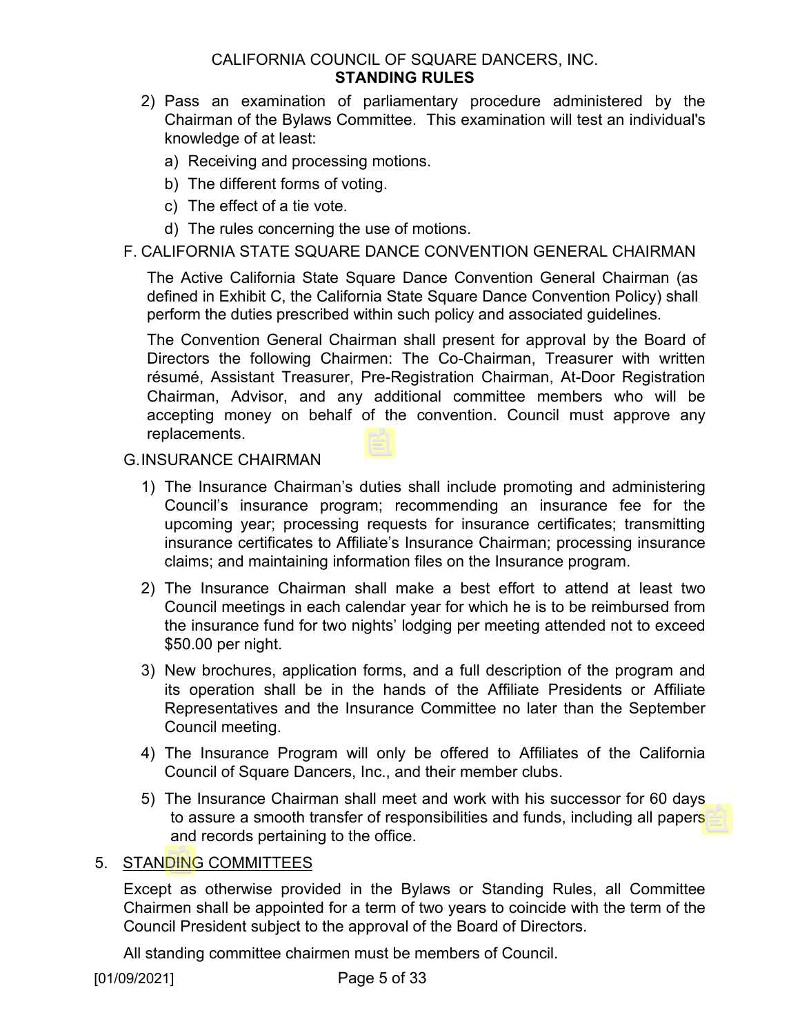2) Pass an examination of parliamentary procedure administered by the Chairman of the Bylaws Committee. This examination will test an individual's knowledge of at least:

   a) Receiving and processing motions.

   b) The different forms of voting.

   c) The effect of a tie vote.

   d) The rules concerning the use of motions.

F. CALIFORNIA STATE SQUARE DANCE CONVENTION GENERAL CHAIRMAN

The Active California State Square Dance Convention General Chairman (as defined in Exhibit C, the California State Square Dance Convention Policy) shall perform the duties prescribed within such policy and associated guidelines.

The Convention General Chairman shall present for approval by the Board of Directors the following Chairmen: The Co-Chairman, Treasurer with written résumé, Assistant Treasurer, Pre-Registration Chairman, At-Door Registration Chairman, Advisor, and any additional committee members who will be accepting money on behalf of the convention. Council must approve any replacements.

G. INSURANCE CHAIRMAN

1) The Insurance Chairman's duties shall include promoting and administering Council's insurance program; recommending an insurance fee for the upcoming year; processing requests for insurance certificates; transmitting insurance certificates to Affiliate's Insurance Chairman; processing insurance claims; and maintaining information files on the Insurance program.

2) The Insurance Chairman shall make a best effort to attend at least two Council meetings in each calendar year for which he is to be reimbursed from the insurance fund for two nights' lodging per meeting attended not to exceed $50.00 per night.

3) New brochures, application forms, and a full description of the program and its operation shall be in the hands of the Affiliate Presidents or Affiliate Representatives and the Insurance Committee no later than the September Council meeting.

4) The Insurance Program will only be offered to Affiliates of the California Council of Square Dancers, Inc., and their member clubs.

5) The Insurance Chairman shall meet and work with his successor for 60 days to assure a smooth transfer of responsibilities and funds, including all papers and records pertaining to the office.

5. STANDING COMMITTEES

Except as otherwise provided in the Bylaws or Standing Rules, all Committee Chairmen shall be appointed for a term of two years to coincide with the term of the Council President subject to the approval of the Board of Directors.

All standing committee chairmen must be members of Council.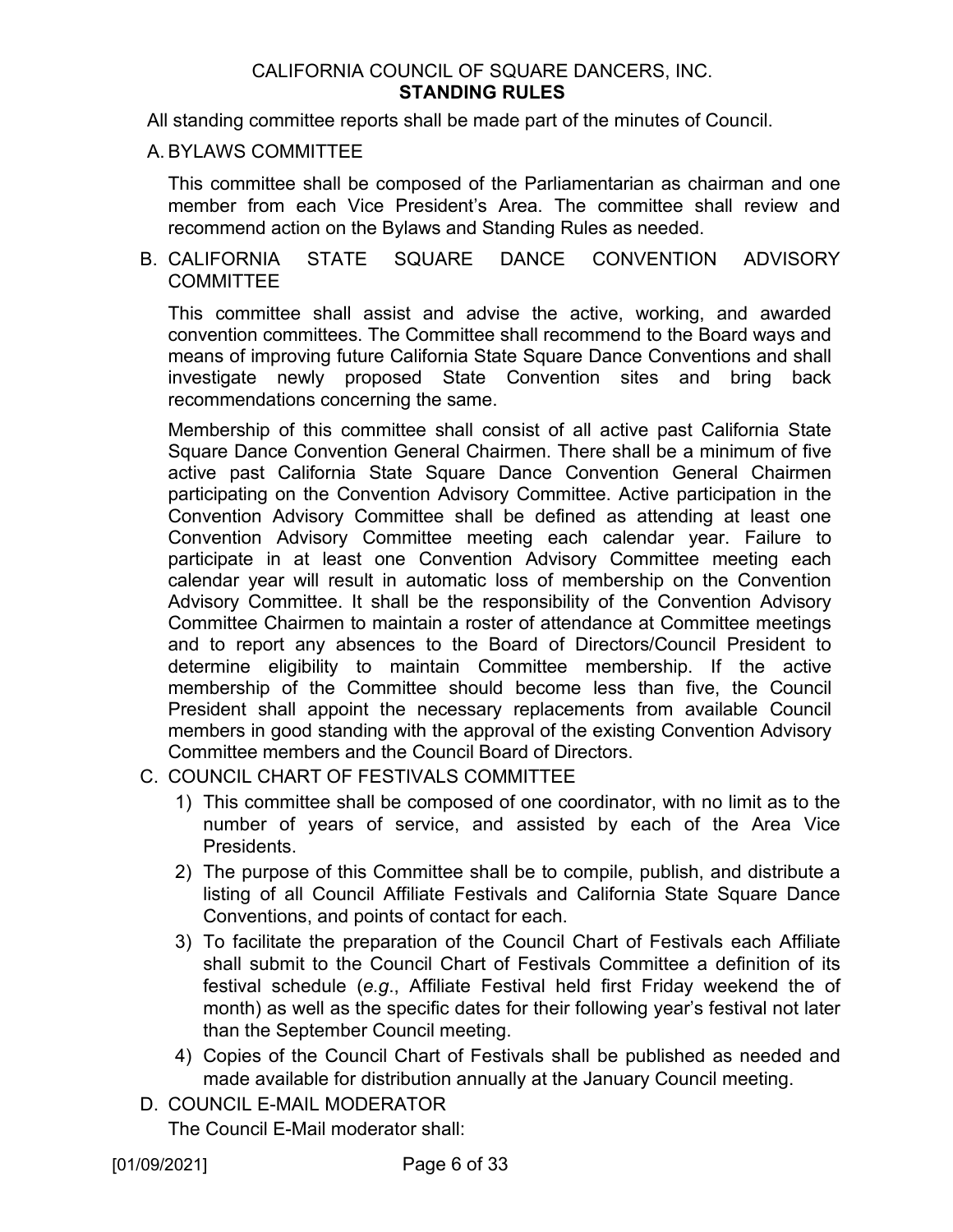All standing committee reports shall be made part of the minutes of Council.

A. BYLAWS COMMITTEE

This committee shall be composed of the Parliamentarian as chairman and one member from each Vice President's Area. The committee shall review and recommend action on the Bylaws and Standing Rules as needed.

B. CALIFORNIA STATE SQUARE DANCE CONVENTION ADVISORY COMMITTEE

This committee shall assist and advise the active, working, and awarded convention committees. The Committee shall recommend to the Board ways and means of improving future California State Square Dance Conventions and shall investigate newly proposed State Convention sites and bring back recommendations concerning the same.

Membership of this committee shall consist of all active past California State Square Dance Convention General Chairmen. There shall be a minimum of five active past California State Square Dance Convention General Chairmen participating on the Convention Advisory Committee. Active participation in the Convention Advisory Committee shall be defined as attending at least one Convention Advisory Committee meeting each calendar year. Failure to participate in at least one Convention Advisory Committee meeting each calendar year will result in automatic loss of membership on the Convention Advisory Committee. It shall be the responsibility of the Convention Advisory Committee Chairmen to maintain a roster of attendance at Committee meetings and to report any absences to the Board of Directors/Council President to determine eligibility to maintain Committee membership. If the active membership of the Committee should become less than five, the Council President shall appoint the necessary replacements from available Council members in good standing with the approval of the existing Convention Advisory Committee members and the Council Board of Directors.

C. COUNCIL CHART OF FESTIVALS COMMITTEE

1) This committee shall be composed of one coordinator, with no limit as to the number of years of service, and assisted by each of the Area Vice Presidents.
2) The purpose of this Committee shall be to compile, publish, and distribute a listing of all Council Affiliate Festivals and California State Square Dance Conventions, and points of contact for each.
3) To facilitate the preparation of the Council Chart of Festivals each Affiliate shall submit to the Council Chart of Festivals Committee a definition of its festival schedule (*e.g*., Affiliate Festival held first Friday weekend the of month) as well as the specific dates for their following year's festival not later than the September Council meeting.
4) Copies of the Council Chart of Festivals shall be published as needed and made available for distribution annually at the January Council meeting.

D. COUNCIL E-MAIL MODERATOR

The Council E-Mail moderator shall: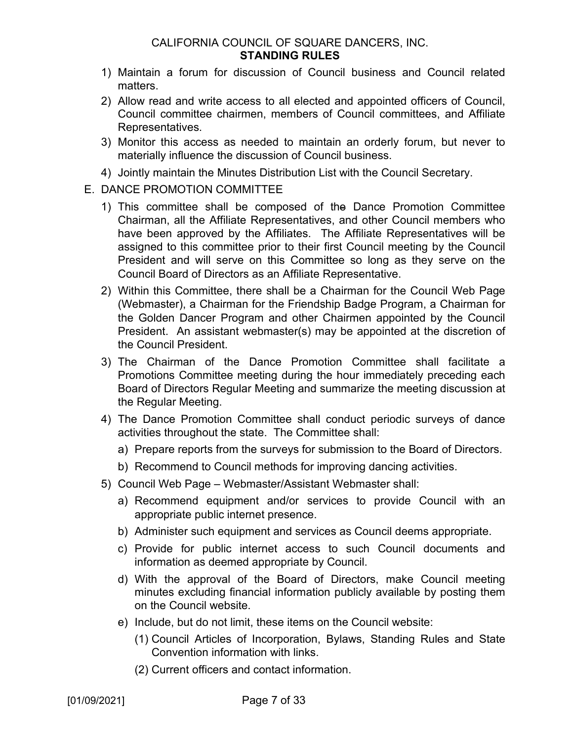1) Maintain a forum for discussion of Council business and Council related matters.
2) Allow read and write access to all elected and appointed officers of Council, Council committee chairmen, members of Council committees, and Affiliate Representatives.
3) Monitor this access as needed to maintain an orderly forum, but never to materially influence the discussion of Council business.
4) Jointly maintain the Minutes Distribution List with the Council Secretary.

E. DANCE PROMOTION COMMITTEE

1) This committee shall be composed of the Dance Promotion Committee Chairman, all the Affiliate Representatives, and other Council members who have been approved by the Affiliates. The Affiliate Representatives will be assigned to this committee prior to their first Council meeting by the Council President and will serve on this Committee so long as they serve on the Council Board of Directors as an Affiliate Representative.
2) Within this Committee, there shall be a Chairman for the Council Web Page (Webmaster), a Chairman for the Friendship Badge Program, a Chairman for the Golden Dancer Program and other Chairmen appointed by the Council President. An assistant webmaster(s) may be appointed at the discretion of the Council President.
3) The Chairman of the Dance Promotion Committee shall facilitate a Promotions Committee meeting during the hour immediately preceding each Board of Directors Regular Meeting and summarize the meeting discussion at the Regular Meeting.
4) The Dance Promotion Committee shall conduct periodic surveys of dance activities throughout the state. The Committee shall:
   a) Prepare reports from the surveys for submission to the Board of Directors.
   b) Recommend to Council methods for improving dancing activities.
5) Council Web Page – Webmaster/Assistant Webmaster shall:
   a) Recommend equipment and/or services to provide Council with an appropriate public internet presence.
   b) Administer such equipment and services as Council deems appropriate.
   c) Provide for public internet access to such Council documents and information as deemed appropriate by Council.
   d) With the approval of the Board of Directors, make Council meeting minutes excluding financial information publicly available by posting them on the Council website.
   e) Include, but do not limit, these items on the Council website:
      (1) Council Articles of Incorporation, Bylaws, Standing Rules and State Convention information with links.
      (2) Current officers and contact information.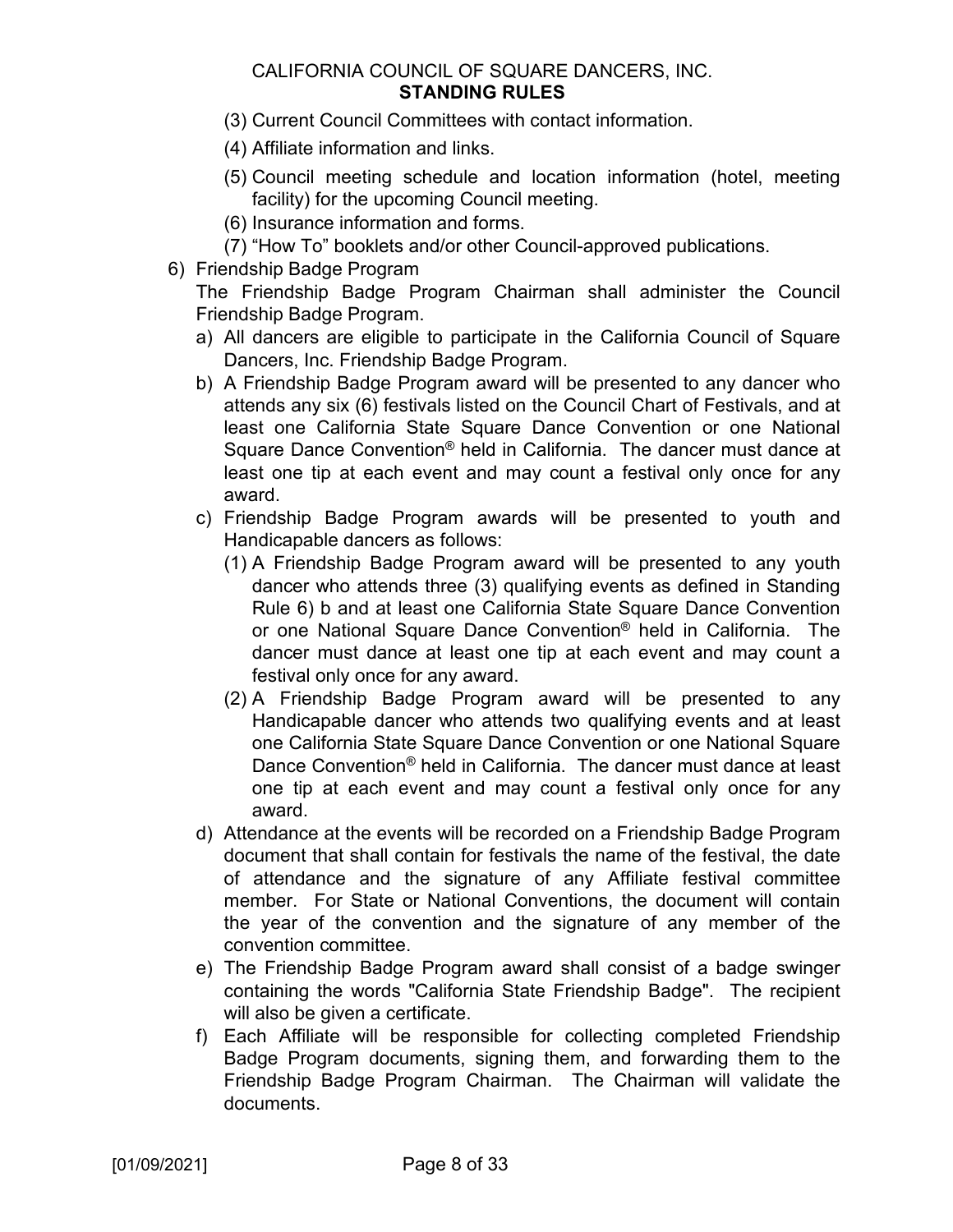(3) Current Council Committees with contact information.

(4) Affiliate information and links.

(5) Council meeting schedule and location information (hotel, meeting facility) for the upcoming Council meeting.

(6) Insurance information and forms.

(7) "How To" booklets and/or other Council-approved publications.

6) Friendship Badge Program

The Friendship Badge Program Chairman shall administer the Council Friendship Badge Program.

a) All dancers are eligible to participate in the California Council of Square Dancers, Inc. Friendship Badge Program.

b) A Friendship Badge Program award will be presented to any dancer who attends any six (6) festivals listed on the Council Chart of Festivals, and at least one California State Square Dance Convention or one National Square Dance Convention® held in California. The dancer must dance at least one tip at each event and may count a festival only once for any award.

c) Friendship Badge Program awards will be presented to youth and Handicapable dancers as follows:

(1) A Friendship Badge Program award will be presented to any youth dancer who attends three (3) qualifying events as defined in Standing Rule 6) b and at least one California State Square Dance Convention or one National Square Dance Convention® held in California. The dancer must dance at least one tip at each event and may count a festival only once for any award.

(2) A Friendship Badge Program award will be presented to any Handicapable dancer who attends two qualifying events and at least one California State Square Dance Convention or one National Square Dance Convention® held in California. The dancer must dance at least one tip at each event and may count a festival only once for any award.

d) Attendance at the events will be recorded on a Friendship Badge Program document that shall contain for festivals the name of the festival, the date of attendance and the signature of any Affiliate festival committee member. For State or National Conventions, the document will contain the year of the convention and the signature of any member of the convention committee.

e) The Friendship Badge Program award shall consist of a badge swinger containing the words "California State Friendship Badge". The recipient will also be given a certificate.

f) Each Affiliate will be responsible for collecting completed Friendship Badge Program documents, signing them, and forwarding them to the Friendship Badge Program Chairman. The Chairman will validate the documents.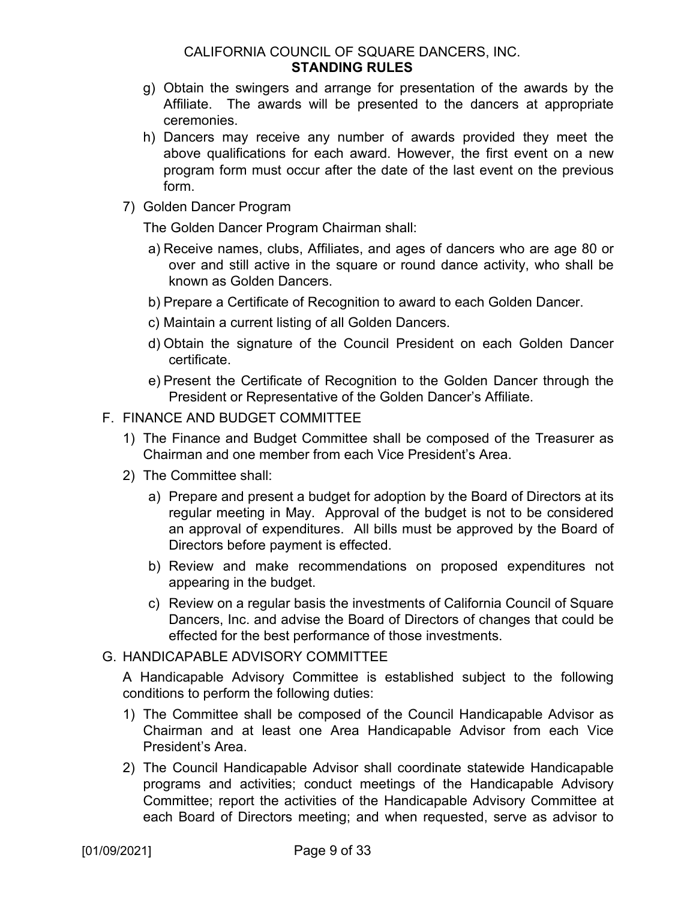g) Obtain the swingers and arrange for presentation of the awards by the Affiliate. The awards will be presented to the dancers at appropriate ceremonies.

h) Dancers may receive any number of awards provided they meet the above qualifications for each award. However, the first event on a new program form must occur after the date of the last event on the previous form.

7) Golden Dancer Program

The Golden Dancer Program Chairman shall:

a) Receive names, clubs, Affiliates, and ages of dancers who are age 80 or over and still active in the square or round dance activity, who shall be known as Golden Dancers.

b) Prepare a Certificate of Recognition to award to each Golden Dancer.

c) Maintain a current listing of all Golden Dancers.

d) Obtain the signature of the Council President on each Golden Dancer certificate.

e) Present the Certificate of Recognition to the Golden Dancer through the President or Representative of the Golden Dancer's Affiliate.

F. FINANCE AND BUDGET COMMITTEE

1) The Finance and Budget Committee shall be composed of the Treasurer as Chairman and one member from each Vice President's Area.

2) The Committee shall:

a) Prepare and present a budget for adoption by the Board of Directors at its regular meeting in May. Approval of the budget is not to be considered an approval of expenditures. All bills must be approved by the Board of Directors before payment is effected.

b) Review and make recommendations on proposed expenditures not appearing in the budget.

c) Review on a regular basis the investments of California Council of Square Dancers, Inc. and advise the Board of Directors of changes that could be effected for the best performance of those investments.

G. HANDICAPABLE ADVISORY COMMITTEE

A Handicapable Advisory Committee is established subject to the following conditions to perform the following duties:

1) The Committee shall be composed of the Council Handicapable Advisor as Chairman and at least one Area Handicapable Advisor from each Vice President's Area.

2) The Council Handicapable Advisor shall coordinate statewide Handicapable programs and activities; conduct meetings of the Handicapable Advisory Committee; report the activities of the Handicapable Advisory Committee at each Board of Directors meeting; and when requested, serve as advisor to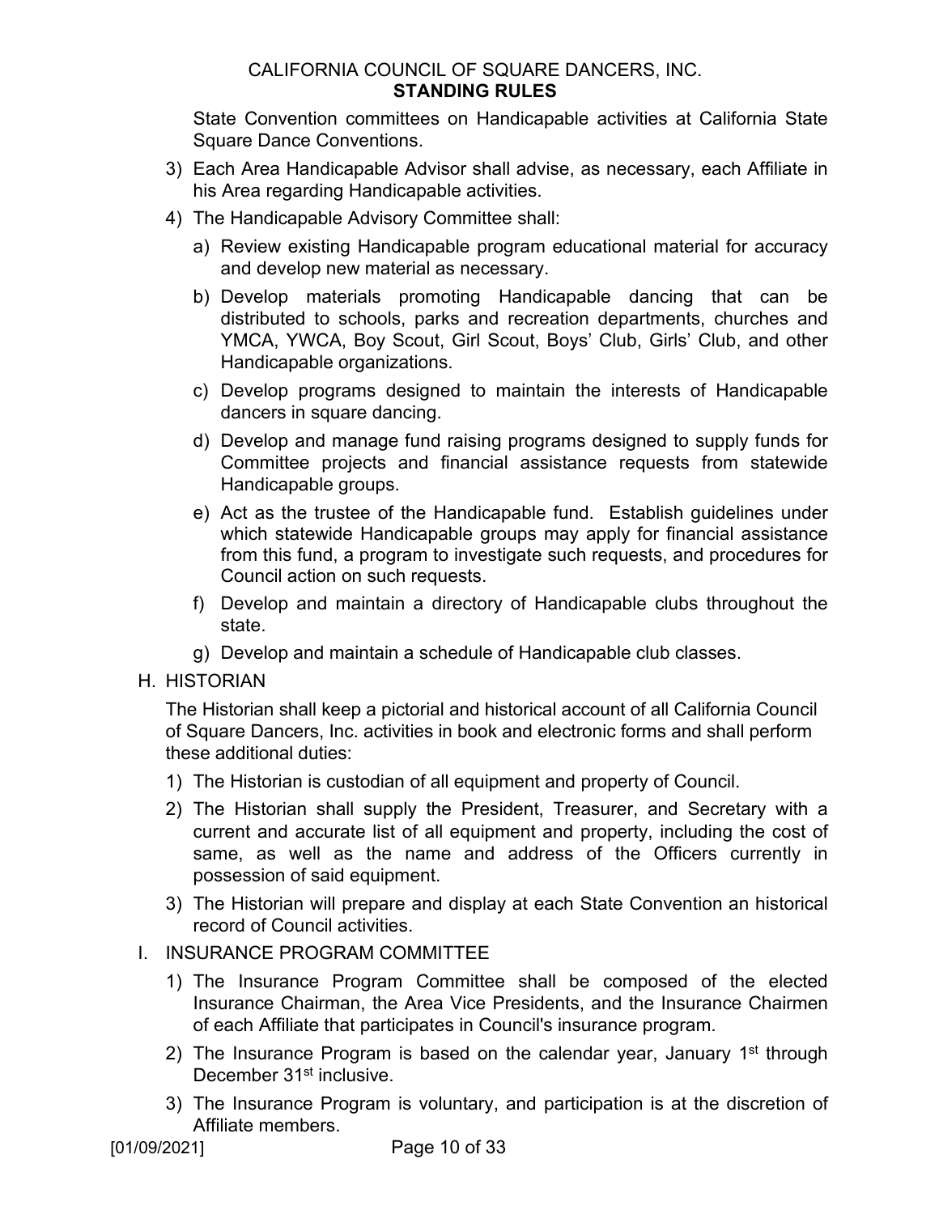State Convention committees on Handicapable activities at California State Square Dance Conventions.

3) Each Area Handicapable Advisor shall advise, as necessary, each Affiliate in his Area regarding Handicapable activities.
4) The Handicapable Advisory Committee shall:
   a) Review existing Handicapable program educational material for accuracy and develop new material as necessary.
   b) Develop materials promoting Handicapable dancing that can be distributed to schools, parks and recreation departments, churches and YMCA, YWCA, Boy Scout, Girl Scout, Boys' Club, Girls' Club, and other Handicapable organizations.
   c) Develop programs designed to maintain the interests of Handicapable dancers in square dancing.
   d) Develop and manage fund raising programs designed to supply funds for Committee projects and financial assistance requests from statewide Handicapable groups.
   e) Act as the trustee of the Handicapable fund. Establish guidelines under which statewide Handicapable groups may apply for financial assistance from this fund, a program to investigate such requests, and procedures for Council action on such requests.
   f) Develop and maintain a directory of Handicapable clubs throughout the state.
   g) Develop and maintain a schedule of Handicapable club classes.

H. HISTORIAN

The Historian shall keep a pictorial and historical account of all California Council of Square Dancers, Inc. activities in book and electronic forms and shall perform these additional duties:

1) The Historian is custodian of all equipment and property of Council.
2) The Historian shall supply the President, Treasurer, and Secretary with a current and accurate list of all equipment and property, including the cost of same, as well as the name and address of the Officers currently in possession of said equipment.
3) The Historian will prepare and display at each State Convention an historical record of Council activities.

I. INSURANCE PROGRAM COMMITTEE

1) The Insurance Program Committee shall be composed of the elected Insurance Chairman, the Area Vice Presidents, and the Insurance Chairmen of each Affiliate that participates in Council's insurance program.
2) The Insurance Program is based on the calendar year, January 1st through December 31st inclusive.
3) The Insurance Program is voluntary, and participation is at the discretion of Affiliate members.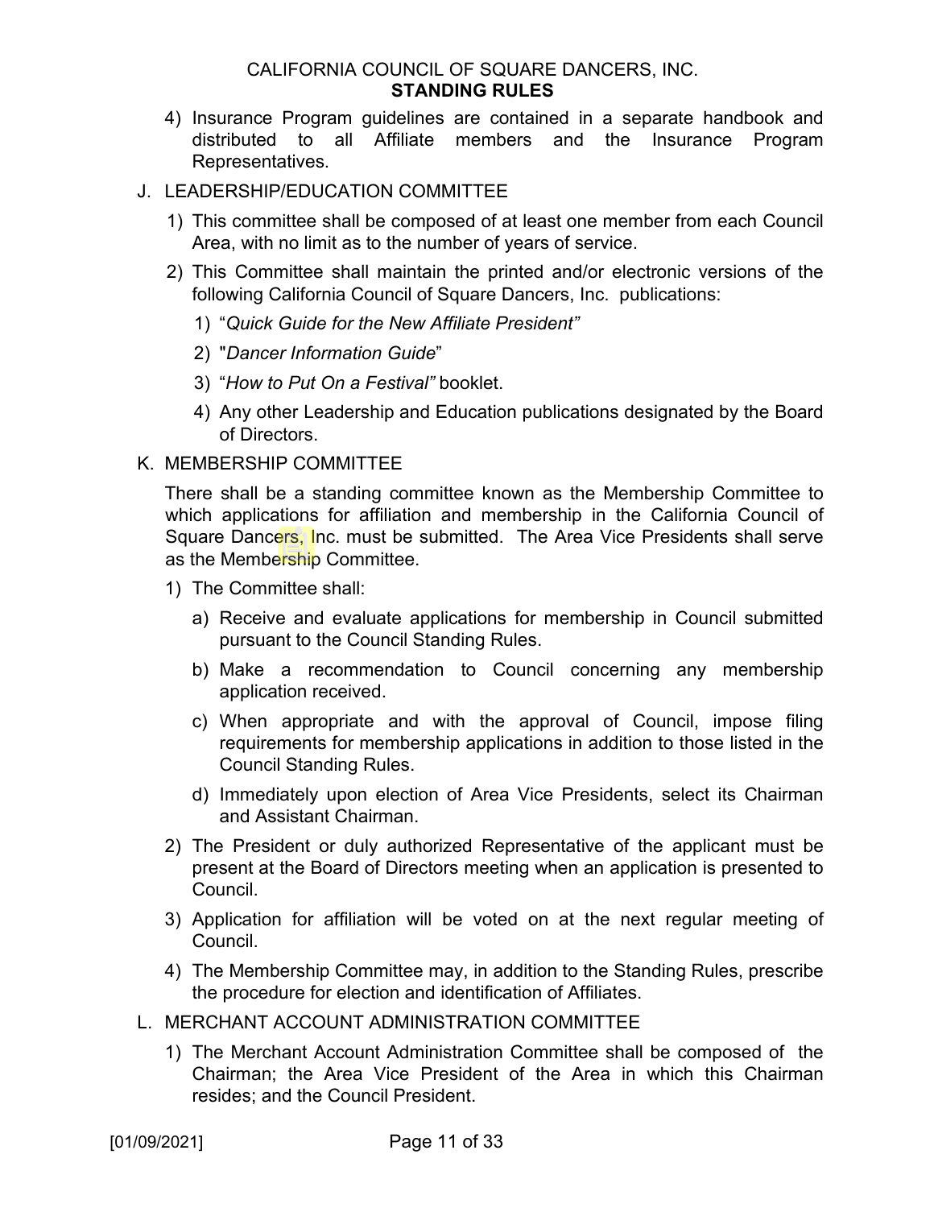4) Insurance Program guidelines are contained in a separate handbook and distributed to all Affiliate members and the Insurance Program Representatives.

J. LEADERSHIP/EDUCATION COMMITTEE

1) This committee shall be composed of at least one member from each Council Area, with no limit as to the number of years of service.
2) This Committee shall maintain the printed and/or electronic versions of the following California Council of Square Dancers, Inc. publications:
    1) "*Quick Guide for the New Affiliate President"*
    2) "*Dancer Information Guide*"
    3) "*How to Put On a Festival"* booklet.
    4) Any other Leadership and Education publications designated by the Board of Directors.

K. MEMBERSHIP COMMITTEE

There shall be a standing committee known as the Membership Committee to which applications for affiliation and membership in the California Council of Square Dancers, Inc. must be submitted. The Area Vice Presidents shall serve as the Membership Committee.

1) The Committee shall:
    a) Receive and evaluate applications for membership in Council submitted pursuant to the Council Standing Rules.
    b) Make a recommendation to Council concerning any membership application received.
    c) When appropriate and with the approval of Council, impose filing requirements for membership applications in addition to those listed in the Council Standing Rules.
    d) Immediately upon election of Area Vice Presidents, select its Chairman and Assistant Chairman.
2) The President or duly authorized Representative of the applicant must be present at the Board of Directors meeting when an application is presented to Council.
3) Application for affiliation will be voted on at the next regular meeting of Council.
4) The Membership Committee may, in addition to the Standing Rules, prescribe the procedure for election and identification of Affiliates.

L. MERCHANT ACCOUNT ADMINISTRATION COMMITTEE

1) The Merchant Account Administration Committee shall be composed of the Chairman; the Area Vice President of the Area in which this Chairman resides; and the Council President.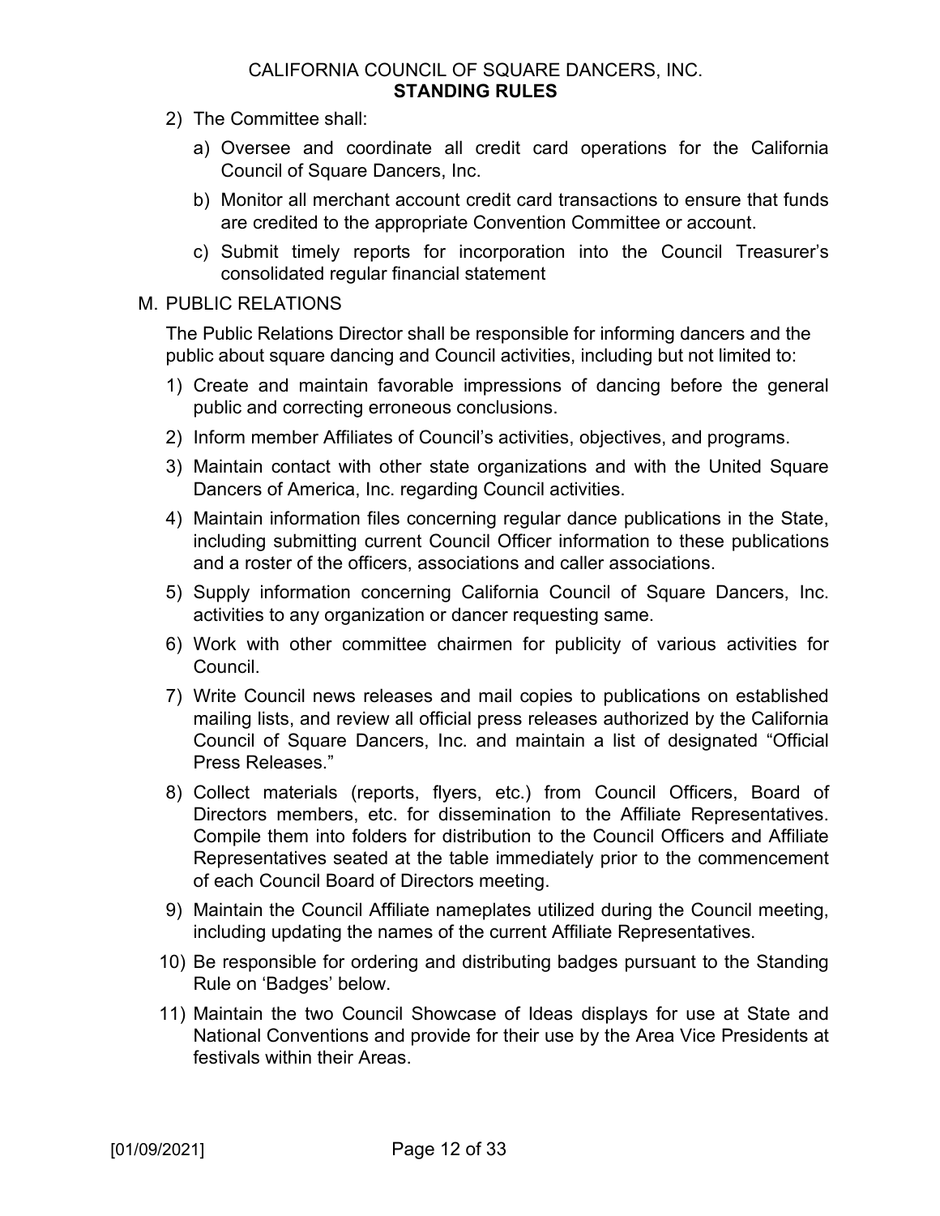2) The Committee shall:

   a) Oversee and coordinate all credit card operations for the California Council of Square Dancers, Inc.

   b) Monitor all merchant account credit card transactions to ensure that funds are credited to the appropriate Convention Committee or account.

   c) Submit timely reports for incorporation into the Council Treasurer's consolidated regular financial statement

M. PUBLIC RELATIONS

The Public Relations Director shall be responsible for informing dancers and the public about square dancing and Council activities, including but not limited to:

1) Create and maintain favorable impressions of dancing before the general public and correcting erroneous conclusions.
2) Inform member Affiliates of Council's activities, objectives, and programs.
3) Maintain contact with other state organizations and with the United Square Dancers of America, Inc. regarding Council activities.
4) Maintain information files concerning regular dance publications in the State, including submitting current Council Officer information to these publications and a roster of the officers, associations and caller associations.
5) Supply information concerning California Council of Square Dancers, Inc. activities to any organization or dancer requesting same.
6) Work with other committee chairmen for publicity of various activities for Council.
7) Write Council news releases and mail copies to publications on established mailing lists, and review all official press releases authorized by the California Council of Square Dancers, Inc. and maintain a list of designated "Official Press Releases."
8) Collect materials (reports, flyers, etc.) from Council Officers, Board of Directors members, etc. for dissemination to the Affiliate Representatives. Compile them into folders for distribution to the Council Officers and Affiliate Representatives seated at the table immediately prior to the commencement of each Council Board of Directors meeting.
9) Maintain the Council Affiliate nameplates utilized during the Council meeting, including updating the names of the current Affiliate Representatives.
10) Be responsible for ordering and distributing badges pursuant to the Standing Rule on 'Badges' below.
11) Maintain the two Council Showcase of Ideas displays for use at State and National Conventions and provide for their use by the Area Vice Presidents at festivals within their Areas.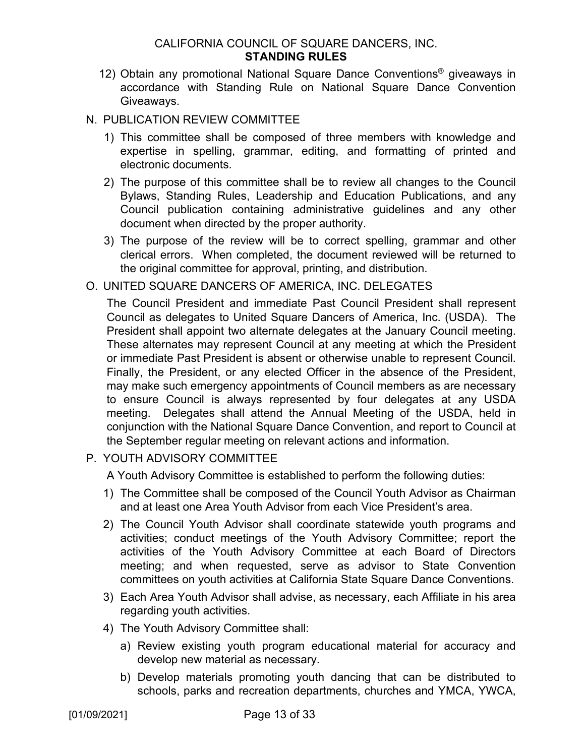12) Obtain any promotional National Square Dance Conventions® giveaways in accordance with Standing Rule on National Square Dance Convention Giveaways.

N. PUBLICATION REVIEW COMMITTEE

1) This committee shall be composed of three members with knowledge and expertise in spelling, grammar, editing, and formatting of printed and electronic documents.
2) The purpose of this committee shall be to review all changes to the Council Bylaws, Standing Rules, Leadership and Education Publications, and any Council publication containing administrative guidelines and any other document when directed by the proper authority.
3) The purpose of the review will be to correct spelling, grammar and other clerical errors. When completed, the document reviewed will be returned to the original committee for approval, printing, and distribution.

O. UNITED SQUARE DANCERS OF AMERICA, INC. DELEGATES

The Council President and immediate Past Council President shall represent Council as delegates to United Square Dancers of America, Inc. (USDA). The President shall appoint two alternate delegates at the January Council meeting. These alternates may represent Council at any meeting at which the President or immediate Past President is absent or otherwise unable to represent Council. Finally, the President, or any elected Officer in the absence of the President, may make such emergency appointments of Council members as are necessary to ensure Council is always represented by four delegates at any USDA meeting. Delegates shall attend the Annual Meeting of the USDA, held in conjunction with the National Square Dance Convention, and report to Council at the September regular meeting on relevant actions and information.

P. YOUTH ADVISORY COMMITTEE

A Youth Advisory Committee is established to perform the following duties:

1) The Committee shall be composed of the Council Youth Advisor as Chairman and at least one Area Youth Advisor from each Vice President's area.
2) The Council Youth Advisor shall coordinate statewide youth programs and activities; conduct meetings of the Youth Advisory Committee; report the activities of the Youth Advisory Committee at each Board of Directors meeting; and when requested, serve as advisor to State Convention committees on youth activities at California State Square Dance Conventions.
3) Each Area Youth Advisor shall advise, as necessary, each Affiliate in his area regarding youth activities.
4) The Youth Advisory Committee shall:
   a) Review existing youth program educational material for accuracy and develop new material as necessary.
   b) Develop materials promoting youth dancing that can be distributed to schools, parks and recreation departments, churches and YMCA, YWCA,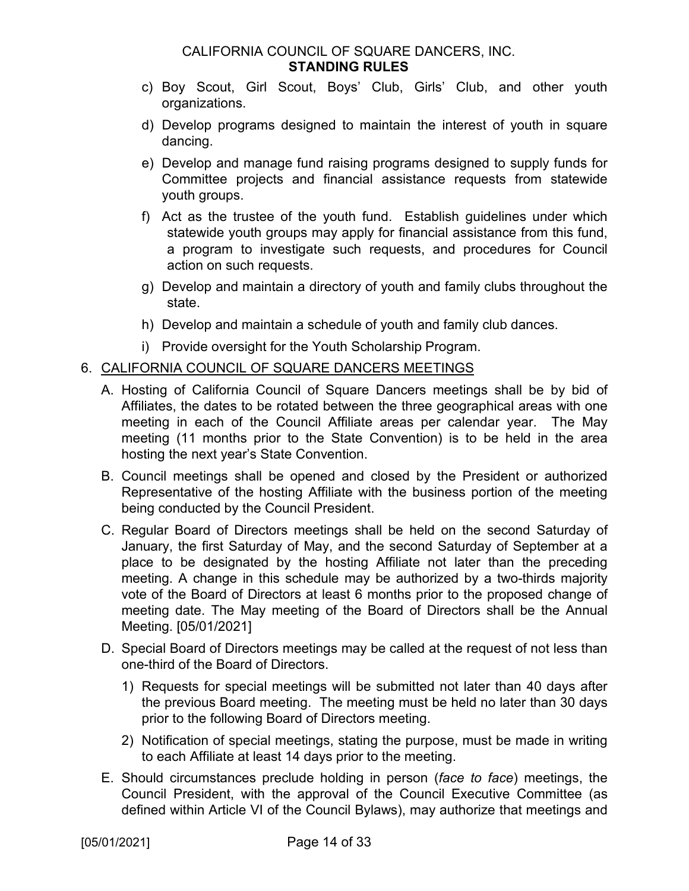c) Boy Scout, Girl Scout, Boys' Club, Girls' Club, and other youth organizations.

d) Develop programs designed to maintain the interest of youth in square dancing.

e) Develop and manage fund raising programs designed to supply funds for Committee projects and financial assistance requests from statewide youth groups.

f) Act as the trustee of the youth fund. Establish guidelines under which statewide youth groups may apply for financial assistance from this fund, a program to investigate such requests, and procedures for Council action on such requests.

g) Develop and maintain a directory of youth and family clubs throughout the state.

h) Develop and maintain a schedule of youth and family club dances.

i) Provide oversight for the Youth Scholarship Program.

6. <u>CALIFORNIA COUNCIL OF SQUARE DANCERS MEETINGS</u>

A. Hosting of California Council of Square Dancers meetings shall be by bid of Affiliates, the dates to be rotated between the three geographical areas with one meeting in each of the Council Affiliate areas per calendar year. The May meeting (11 months prior to the State Convention) is to be held in the area hosting the next year's State Convention.

B. Council meetings shall be opened and closed by the President or authorized Representative of the hosting Affiliate with the business portion of the meeting being conducted by the Council President.

C. Regular Board of Directors meetings shall be held on the second Saturday of January, the first Saturday of May, and the second Saturday of September at a place to be designated by the hosting Affiliate not later than the preceding meeting. A change in this schedule may be authorized by a two-thirds majority vote of the Board of Directors at least 6 months prior to the proposed change of meeting date. The May meeting of the Board of Directors shall be the Annual Meeting. [05/01/2021]

D. Special Board of Directors meetings may be called at the request of not less than one-third of the Board of Directors.

1) Requests for special meetings will be submitted not later than 40 days after the previous Board meeting. The meeting must be held no later than 30 days prior to the following Board of Directors meeting.

2) Notification of special meetings, stating the purpose, must be made in writing to each Affiliate at least 14 days prior to the meeting.

E. Should circumstances preclude holding in person (*face to face*) meetings, the Council President, with the approval of the Council Executive Committee (as defined within Article VI of the Council Bylaws), may authorize that meetings and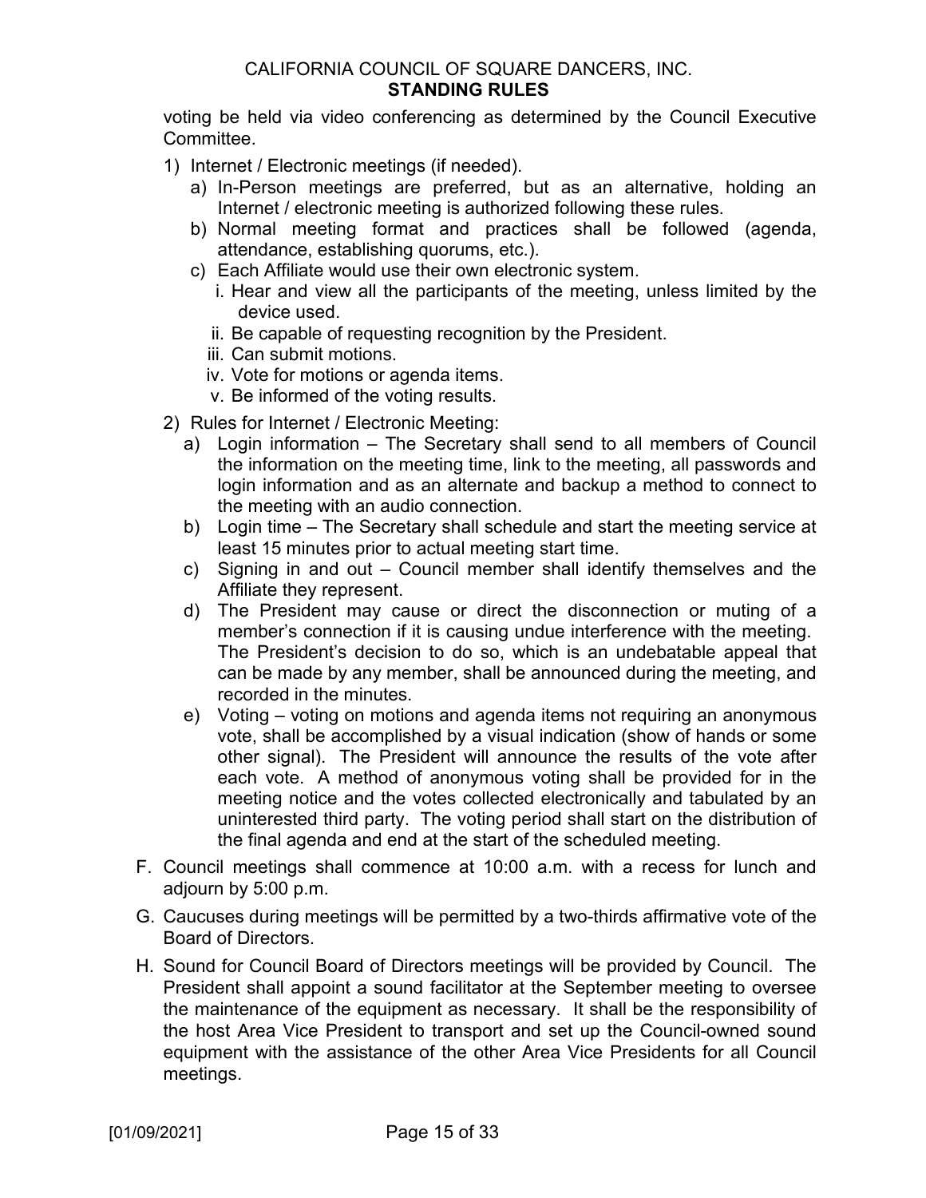voting be held via video conferencing as determined by the Council Executive Committee.

1) Internet / Electronic meetings (if needed).
   a) In-Person meetings are preferred, but as an alternative, holding an Internet / electronic meeting is authorized following these rules.
   b) Normal meeting format and practices shall be followed (agenda, attendance, establishing quorums, etc.).
   c) Each Affiliate would use their own electronic system.
      i. Hear and view all the participants of the meeting, unless limited by the device used.
      ii. Be capable of requesting recognition by the President.
      iii. Can submit motions.
      iv. Vote for motions or agenda items.
      v. Be informed of the voting results.
2) Rules for Internet / Electronic Meeting:
   a) Login information – The Secretary shall send to all members of Council the information on the meeting time, link to the meeting, all passwords and login information and as an alternate and backup a method to connect to the meeting with an audio connection.
   b) Login time – The Secretary shall schedule and start the meeting service at least 15 minutes prior to actual meeting start time.
   c) Signing in and out – Council member shall identify themselves and the Affiliate they represent.
   d) The President may cause or direct the disconnection or muting of a member's connection if it is causing undue interference with the meeting. The President's decision to do so, which is an undebatable appeal that can be made by any member, shall be announced during the meeting, and recorded in the minutes.
   e) Voting – voting on motions and agenda items not requiring an anonymous vote, shall be accomplished by a visual indication (show of hands or some other signal). The President will announce the results of the vote after each vote. A method of anonymous voting shall be provided for in the meeting notice and the votes collected electronically and tabulated by an uninterested third party. The voting period shall start on the distribution of the final agenda and end at the start of the scheduled meeting.

F. Council meetings shall commence at 10:00 a.m. with a recess for lunch and adjourn by 5:00 p.m.

G. Caucuses during meetings will be permitted by a two-thirds affirmative vote of the Board of Directors.

H. Sound for Council Board of Directors meetings will be provided by Council. The President shall appoint a sound facilitator at the September meeting to oversee the maintenance of the equipment as necessary. It shall be the responsibility of the host Area Vice President to transport and set up the Council-owned sound equipment with the assistance of the other Area Vice Presidents for all Council meetings.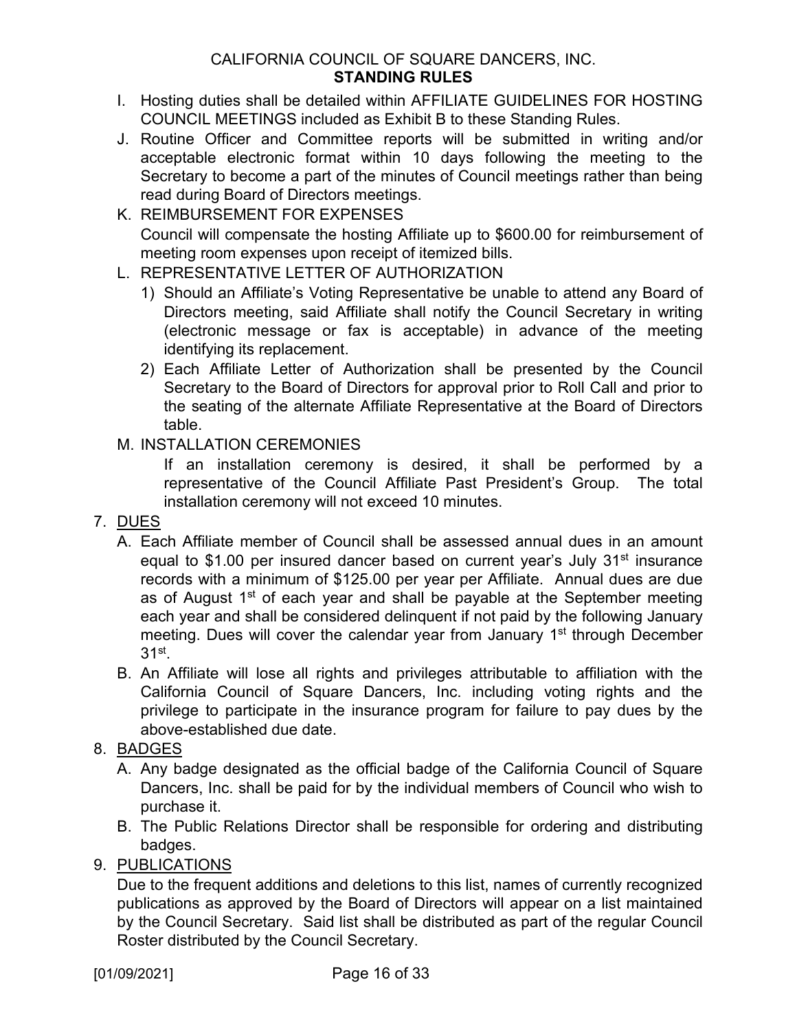I. Hosting duties shall be detailed within AFFILIATE GUIDELINES FOR HOSTING COUNCIL MEETINGS included as Exhibit B to these Standing Rules.

J. Routine Officer and Committee reports will be submitted in writing and/or acceptable electronic format within 10 days following the meeting to the Secretary to become a part of the minutes of Council meetings rather than being read during Board of Directors meetings.

K. REIMBURSEMENT FOR EXPENSES

Council will compensate the hosting Affiliate up to $600.00 for reimbursement of meeting room expenses upon receipt of itemized bills.

L. REPRESENTATIVE LETTER OF AUTHORIZATION

1) Should an Affiliate's Voting Representative be unable to attend any Board of Directors meeting, said Affiliate shall notify the Council Secretary in writing (electronic message or fax is acceptable) in advance of the meeting identifying its replacement.

2) Each Affiliate Letter of Authorization shall be presented by the Council Secretary to the Board of Directors for approval prior to Roll Call and prior to the seating of the alternate Affiliate Representative at the Board of Directors table.

M. INSTALLATION CEREMONIES

If an installation ceremony is desired, it shall be performed by a representative of the Council Affiliate Past President's Group. The total installation ceremony will not exceed 10 minutes.

7. DUES

A. Each Affiliate member of Council shall be assessed annual dues in an amount equal to $1.00 per insured dancer based on current year's July 31st insurance records with a minimum of $125.00 per year per Affiliate. Annual dues are due as of August 1st of each year and shall be payable at the September meeting each year and shall be considered delinquent if not paid by the following January meeting. Dues will cover the calendar year from January 1st through December 31st.

B. An Affiliate will lose all rights and privileges attributable to affiliation with the California Council of Square Dancers, Inc. including voting rights and the privilege to participate in the insurance program for failure to pay dues by the above-established due date.

8. BADGES

A. Any badge designated as the official badge of the California Council of Square Dancers, Inc. shall be paid for by the individual members of Council who wish to purchase it.

B. The Public Relations Director shall be responsible for ordering and distributing badges.

9. PUBLICATIONS

Due to the frequent additions and deletions to this list, names of currently recognized publications as approved by the Board of Directors will appear on a list maintained by the Council Secretary. Said list shall be distributed as part of the regular Council Roster distributed by the Council Secretary.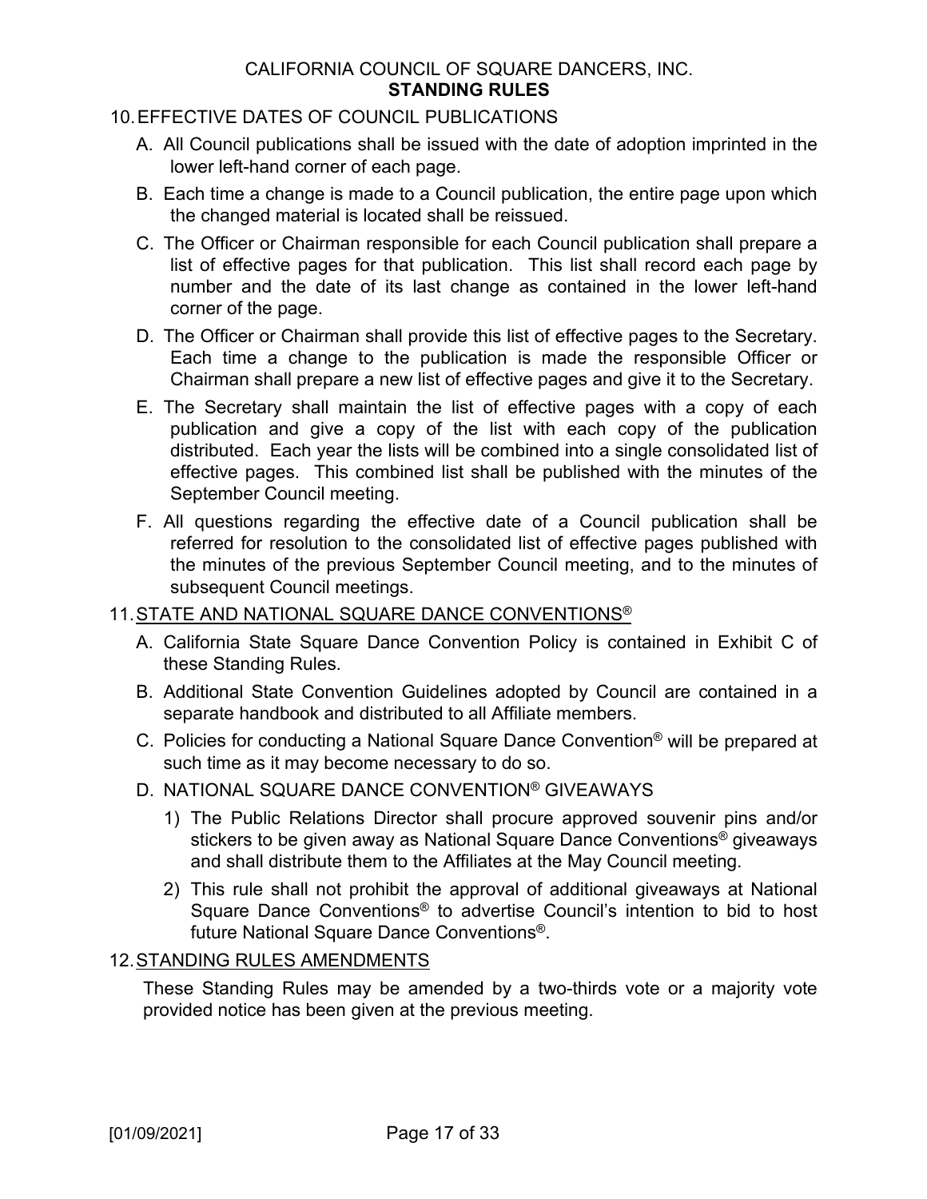## 10. EFFECTIVE DATES OF COUNCIL PUBLICATIONS

A. All Council publications shall be issued with the date of adoption imprinted in the lower left-hand corner of each page.

B. Each time a change is made to a Council publication, the entire page upon which the changed material is located shall be reissued.

C. The Officer or Chairman responsible for each Council publication shall prepare a list of effective pages for that publication. This list shall record each page by number and the date of its last change as contained in the lower left-hand corner of the page.

D. The Officer or Chairman shall provide this list of effective pages to the Secretary. Each time a change to the publication is made the responsible Officer or Chairman shall prepare a new list of effective pages and give it to the Secretary.

E. The Secretary shall maintain the list of effective pages with a copy of each publication and give a copy of the list with each copy of the publication distributed. Each year the lists will be combined into a single consolidated list of effective pages. This combined list shall be published with the minutes of the September Council meeting.

F. All questions regarding the effective date of a Council publication shall be referred for resolution to the consolidated list of effective pages published with the minutes of the previous September Council meeting, and to the minutes of subsequent Council meetings.

## 11. STATE AND NATIONAL SQUARE DANCE CONVENTIONS®

A. California State Square Dance Convention Policy is contained in Exhibit C of these Standing Rules.

B. Additional State Convention Guidelines adopted by Council are contained in a separate handbook and distributed to all Affiliate members.

C. Policies for conducting a National Square Dance Convention® will be prepared at such time as it may become necessary to do so.

D. NATIONAL SQUARE DANCE CONVENTION® GIVEAWAYS

1) The Public Relations Director shall procure approved souvenir pins and/or stickers to be given away as National Square Dance Conventions® giveaways and shall distribute them to the Affiliates at the May Council meeting.

2) This rule shall not prohibit the approval of additional giveaways at National Square Dance Conventions® to advertise Council's intention to bid to host future National Square Dance Conventions®.

## 12. STANDING RULES AMENDMENTS

These Standing Rules may be amended by a two-thirds vote or a majority vote provided notice has been given at the previous meeting.

[01/09/2021]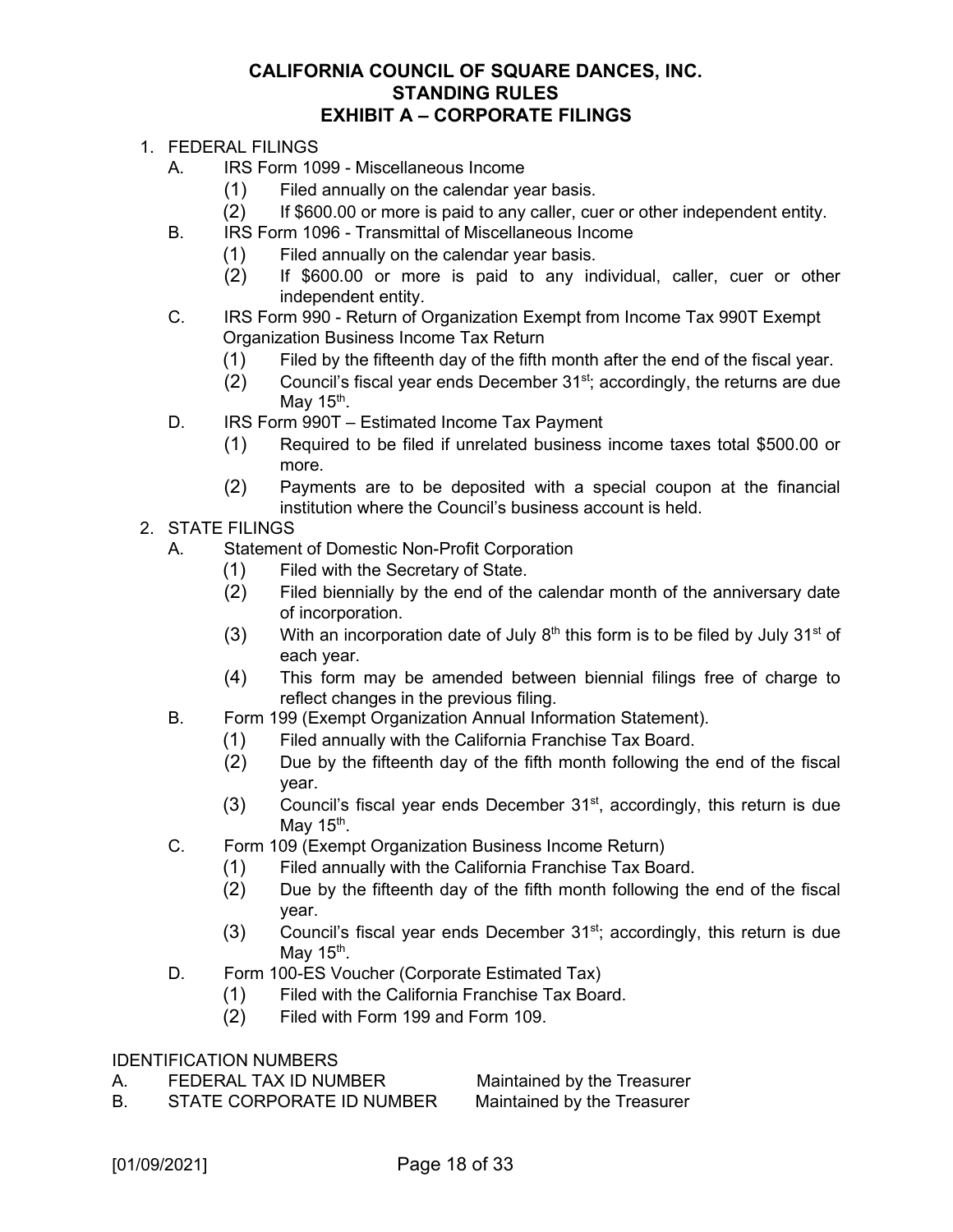# CALIFORNIA COUNCIL OF SQUARE DANCES, INC.
## STANDING RULES
## EXHIBIT A – CORPORATE FILINGS

1. FEDERAL FILINGS
   - A. IRS Form 1099 - Miscellaneous Income
     - (1) Filed annually on the calendar year basis.
     - (2) If $600.00 or more is paid to any caller, cuer or other independent entity.
   - B. IRS Form 1096 - Transmittal of Miscellaneous Income
     - (1) Filed annually on the calendar year basis.
     - (2) If $600.00 or more is paid to any individual, caller, cuer or other independent entity.
   - C. IRS Form 990 - Return of Organization Exempt from Income Tax 990T Exempt Organization Business Income Tax Return
     - (1) Filed by the fifteenth day of the fifth month after the end of the fiscal year.
     - (2) Council's fiscal year ends December 31st; accordingly, the returns are due May 15th.
   - D. IRS Form 990T – Estimated Income Tax Payment
     - (1) Required to be filed if unrelated business income taxes total $500.00 or more.
     - (2) Payments are to be deposited with a special coupon at the financial institution where the Council's business account is held.
2. STATE FILINGS
   - A. Statement of Domestic Non-Profit Corporation
     - (1) Filed with the Secretary of State.
     - (2) Filed biennially by the end of the calendar month of the anniversary date of incorporation.
     - (3) With an incorporation date of July 8th this form is to be filed by July 31st of each year.
     - (4) This form may be amended between biennial filings free of charge to reflect changes in the previous filing.
   - B. Form 199 (Exempt Organization Annual Information Statement).
     - (1) Filed annually with the California Franchise Tax Board.
     - (2) Due by the fifteenth day of the fifth month following the end of the fiscal year.
     - (3) Council's fiscal year ends December 31st, accordingly, this return is due May 15th.
   - C. Form 109 (Exempt Organization Business Income Return)
     - (1) Filed annually with the California Franchise Tax Board.
     - (2) Due by the fifteenth day of the fifth month following the end of the fiscal year.
     - (3) Council's fiscal year ends December 31st; accordingly, this return is due May 15th.
   - D. Form 100-ES Voucher (Corporate Estimated Tax)
     - (1) Filed with the California Franchise Tax Board.
     - (2) Filed with Form 199 and Form 109.

IDENTIFICATION NUMBERS

| | | |
|---|---|---|
| A. | FEDERAL TAX ID NUMBER | Maintained by the Treasurer |
| B. | STATE CORPORATE ID NUMBER | Maintained by the Treasurer |

[01/09/2021]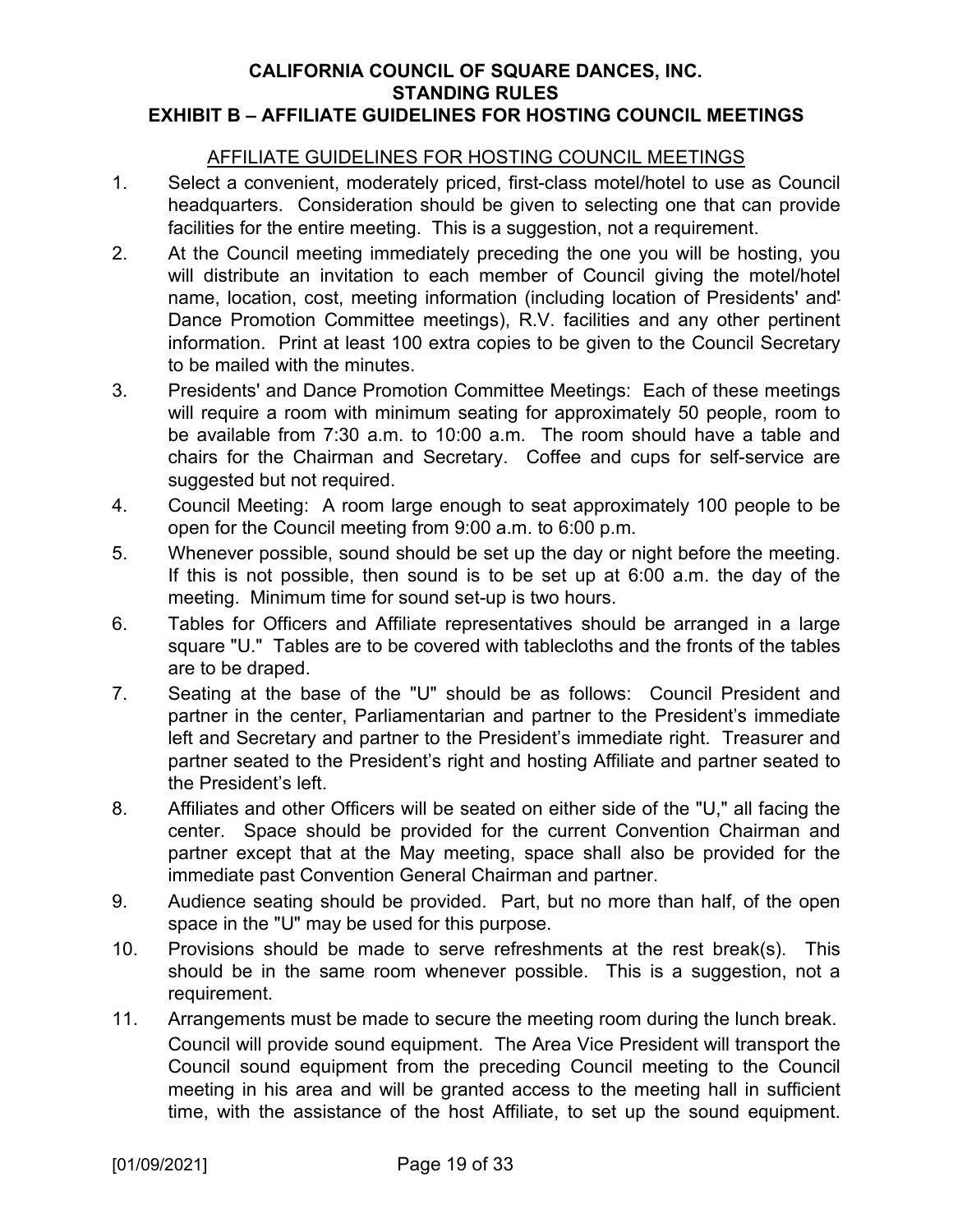# CALIFORNIA COUNCIL OF SQUARE DANCES, INC.
## STANDING RULES
## EXHIBIT B – AFFILIATE GUIDELINES FOR HOSTING COUNCIL MEETINGS

AFFILIATE GUIDELINES FOR HOSTING COUNCIL MEETINGS

1. Select a convenient, moderately priced, first-class motel/hotel to use as Council headquarters. Consideration should be given to selecting one that can provide facilities for the entire meeting. This is a suggestion, not a requirement.
2. At the Council meeting immediately preceding the one you will be hosting, you will distribute an invitation to each member of Council giving the motel/hotel name, location, cost, meeting information (including location of Presidents' and Dance Promotion Committee meetings), R.V. facilities and any other pertinent information. Print at least 100 extra copies to be given to the Council Secretary to be mailed with the minutes.
3. Presidents' and Dance Promotion Committee Meetings: Each of these meetings will require a room with minimum seating for approximately 50 people, room to be available from 7:30 a.m. to 10:00 a.m. The room should have a table and chairs for the Chairman and Secretary. Coffee and cups for self-service are suggested but not required.
4. Council Meeting: A room large enough to seat approximately 100 people to be open for the Council meeting from 9:00 a.m. to 6:00 p.m.
5. Whenever possible, sound should be set up the day or night before the meeting. If this is not possible, then sound is to be set up at 6:00 a.m. the day of the meeting. Minimum time for sound set-up is two hours.
6. Tables for Officers and Affiliate representatives should be arranged in a large square "U." Tables are to be covered with tablecloths and the fronts of the tables are to be draped.
7. Seating at the base of the "U" should be as follows: Council President and partner in the center, Parliamentarian and partner to the President's immediate left and Secretary and partner to the President's immediate right. Treasurer and partner seated to the President's right and hosting Affiliate and partner seated to the President's left.
8. Affiliates and other Officers will be seated on either side of the "U," all facing the center. Space should be provided for the current Convention Chairman and partner except that at the May meeting, space shall also be provided for the immediate past Convention General Chairman and partner.
9. Audience seating should be provided. Part, but no more than half, of the open space in the "U" may be used for this purpose.
10. Provisions should be made to serve refreshments at the rest break(s). This should be in the same room whenever possible. This is a suggestion, not a requirement.
11. Arrangements must be made to secure the meeting room during the lunch break. Council will provide sound equipment. The Area Vice President will transport the Council sound equipment from the preceding Council meeting to the Council meeting in his area and will be granted access to the meeting hall in sufficient time, with the assistance of the host Affiliate, to set up the sound equipment.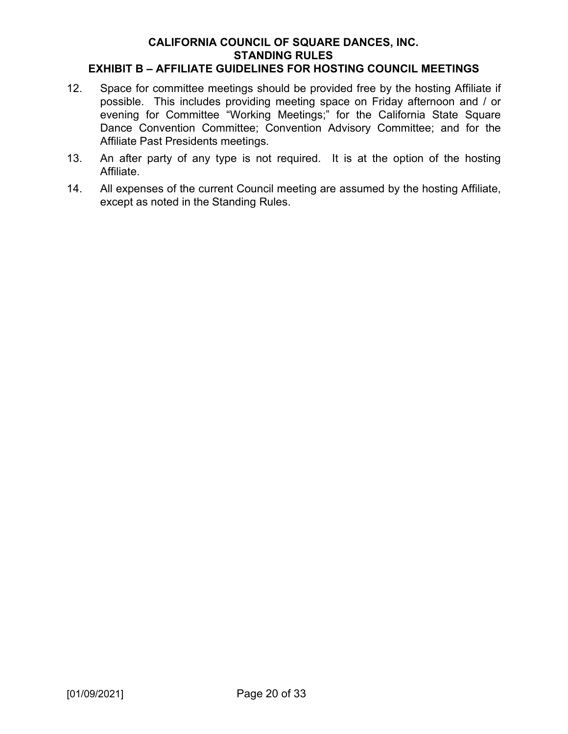12. Space for committee meetings should be provided free by the hosting Affiliate if possible. This includes providing meeting space on Friday afternoon and / or evening for Committee "Working Meetings;" for the California State Square Dance Convention Committee; Convention Advisory Committee; and for the Affiliate Past Presidents meetings.
13. An after party of any type is not required. It is at the option of the hosting Affiliate.
14. All expenses of the current Council meeting are assumed by the hosting Affiliate, except as noted in the Standing Rules.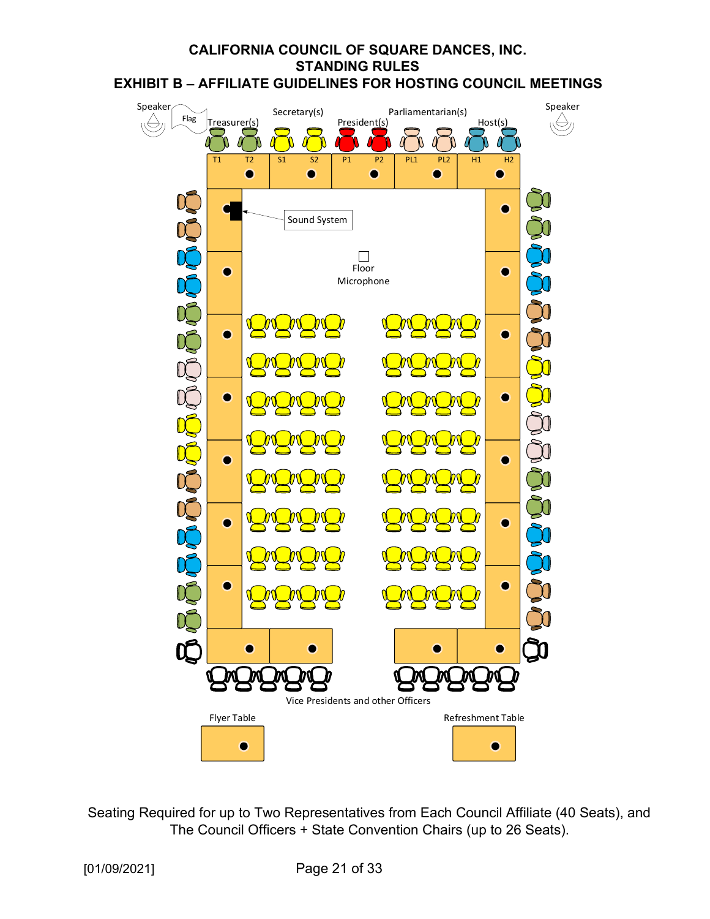# CALIFORNIA COUNCIL OF SQUARE DANCES, INC.
## STANDING RULES
## EXHIBIT B – AFFILIATE GUIDELINES FOR HOSTING COUNCIL MEETINGS

Speaker

Flag

Treasurer(s)

Secretary(s)

President(s)

Parliamentarian(s)

Host(s)

Speaker

T1 T2 S1 S2 P1 P2 PL1 PL2 H1 H2

Sound System

Floor Microphone

Vice Presidents and other Officers

Flyer Table

Refreshment Table

Seating Required for up to Two Representatives from Each Council Affiliate (40 Seats), and The Council Officers + State Convention Chairs (up to 26 Seats).

[01/09/2021]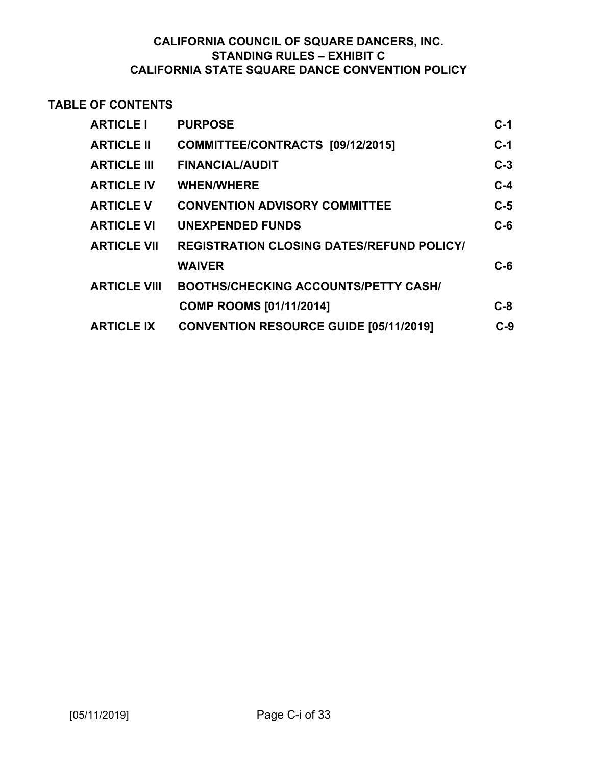**CALIFORNIA COUNCIL OF SQUARE DANCERS, INC.**
**STANDING RULES – EXHIBIT C**
**CALIFORNIA STATE SQUARE DANCE CONVENTION POLICY**

**TABLE OF CONTENTS**

| | | |
|---|---|---|
| **ARTICLE I** | **PURPOSE** | **C-1** |
| **ARTICLE II** | **COMMITTEE/CONTRACTS [09/12/2015]** | **C-1** |
| **ARTICLE III** | **FINANCIAL/AUDIT** | **C-3** |
| **ARTICLE IV** | **WHEN/WHERE** | **C-4** |
| **ARTICLE V** | **CONVENTION ADVISORY COMMITTEE** | **C-5** |
| **ARTICLE VI** | **UNEXPENDED FUNDS** | **C-6** |
| **ARTICLE VII** | **REGISTRATION CLOSING DATES/REFUND POLICY/ WAIVER** | **C-6** |
| **ARTICLE VIII** | **BOOTHS/CHECKING ACCOUNTS/PETTY CASH/ COMP ROOMS [01/11/2014]** | **C-8** |
| **ARTICLE IX** | **CONVENTION RESOURCE GUIDE [05/11/2019]** | **C-9** |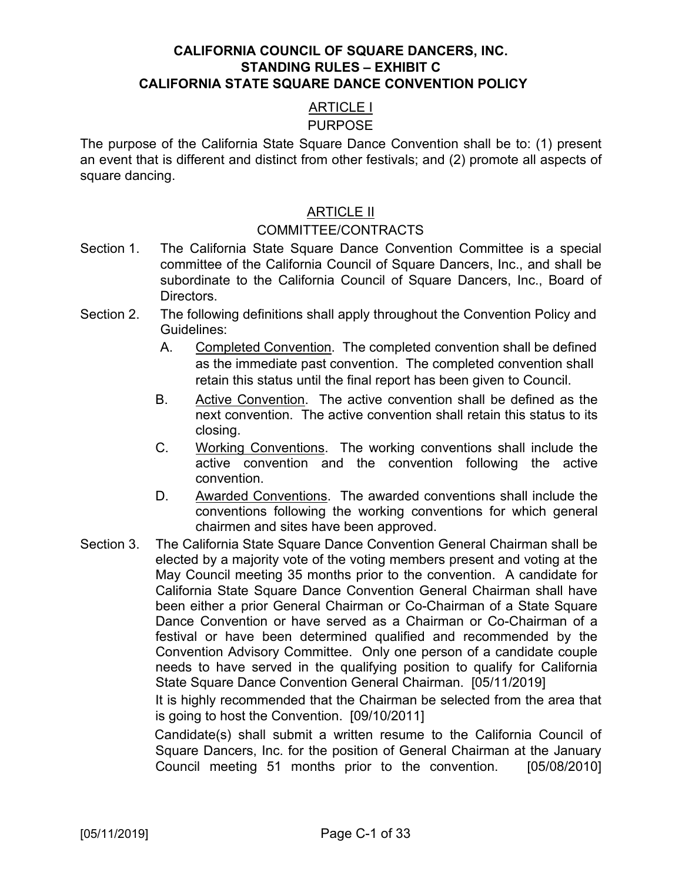# CALIFORNIA COUNCIL OF SQUARE DANCERS, INC.
## STANDING RULES – EXHIBIT C
## CALIFORNIA STATE SQUARE DANCE CONVENTION POLICY

### ARTICLE I
### PURPOSE

The purpose of the California State Square Dance Convention shall be to: (1) present an event that is different and distinct from other festivals; and (2) promote all aspects of square dancing.

### ARTICLE II
### COMMITTEE/CONTRACTS

Section 1. The California State Square Dance Convention Committee is a special committee of the California Council of Square Dancers, Inc., and shall be subordinate to the California Council of Square Dancers, Inc., Board of Directors.

Section 2. The following definitions shall apply throughout the Convention Policy and Guidelines:

A. Completed Convention. The completed convention shall be defined as the immediate past convention. The completed convention shall retain this status until the final report has been given to Council.

B. Active Convention. The active convention shall be defined as the next convention. The active convention shall retain this status to its closing.

C. Working Conventions. The working conventions shall include the active convention and the convention following the active convention.

D. Awarded Conventions. The awarded conventions shall include the conventions following the working conventions for which general chairmen and sites have been approved.

Section 3. The California State Square Dance Convention General Chairman shall be elected by a majority vote of the voting members present and voting at the May Council meeting 35 months prior to the convention. A candidate for California State Square Dance Convention General Chairman shall have been either a prior General Chairman or Co-Chairman of a State Square Dance Convention or have served as a Chairman or Co-Chairman of a festival or have been determined qualified and recommended by the Convention Advisory Committee. Only one person of a candidate couple needs to have served in the qualifying position to qualify for California State Square Dance Convention General Chairman. [05/11/2019]

It is highly recommended that the Chairman be selected from the area that is going to host the Convention. [09/10/2011]

Candidate(s) shall submit a written resume to the California Council of Square Dancers, Inc. for the position of General Chairman at the January Council meeting 51 months prior to the convention. [05/08/2010]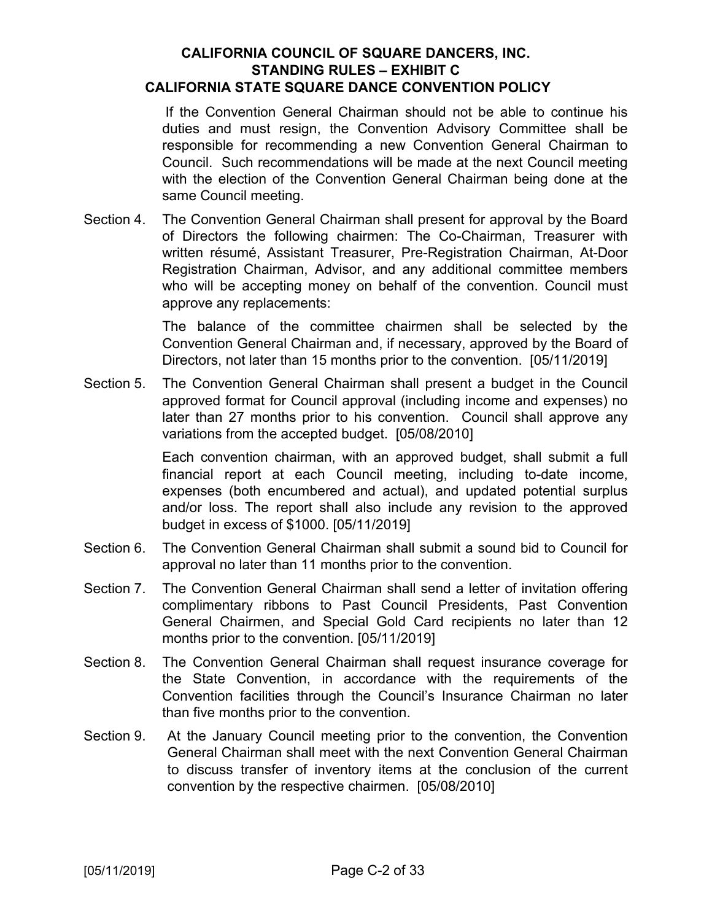If the Convention General Chairman should not be able to continue his duties and must resign, the Convention Advisory Committee shall be responsible for recommending a new Convention General Chairman to Council. Such recommendations will be made at the next Council meeting with the election of the Convention General Chairman being done at the same Council meeting.

Section 4. The Convention General Chairman shall present for approval by the Board of Directors the following chairmen: The Co-Chairman, Treasurer with written résumé, Assistant Treasurer, Pre-Registration Chairman, At-Door Registration Chairman, Advisor, and any additional committee members who will be accepting money on behalf of the convention. Council must approve any replacements:

The balance of the committee chairmen shall be selected by the Convention General Chairman and, if necessary, approved by the Board of Directors, not later than 15 months prior to the convention. [05/11/2019]

Section 5. The Convention General Chairman shall present a budget in the Council approved format for Council approval (including income and expenses) no later than 27 months prior to his convention. Council shall approve any variations from the accepted budget. [05/08/2010]

Each convention chairman, with an approved budget, shall submit a full financial report at each Council meeting, including to-date income, expenses (both encumbered and actual), and updated potential surplus and/or loss. The report shall also include any revision to the approved budget in excess of $1000. [05/11/2019]

Section 6. The Convention General Chairman shall submit a sound bid to Council for approval no later than 11 months prior to the convention.

Section 7. The Convention General Chairman shall send a letter of invitation offering complimentary ribbons to Past Council Presidents, Past Convention General Chairmen, and Special Gold Card recipients no later than 12 months prior to the convention. [05/11/2019]

Section 8. The Convention General Chairman shall request insurance coverage for the State Convention, in accordance with the requirements of the Convention facilities through the Council's Insurance Chairman no later than five months prior to the convention.

Section 9. At the January Council meeting prior to the convention, the Convention General Chairman shall meet with the next Convention General Chairman to discuss transfer of inventory items at the conclusion of the current convention by the respective chairmen. [05/08/2010]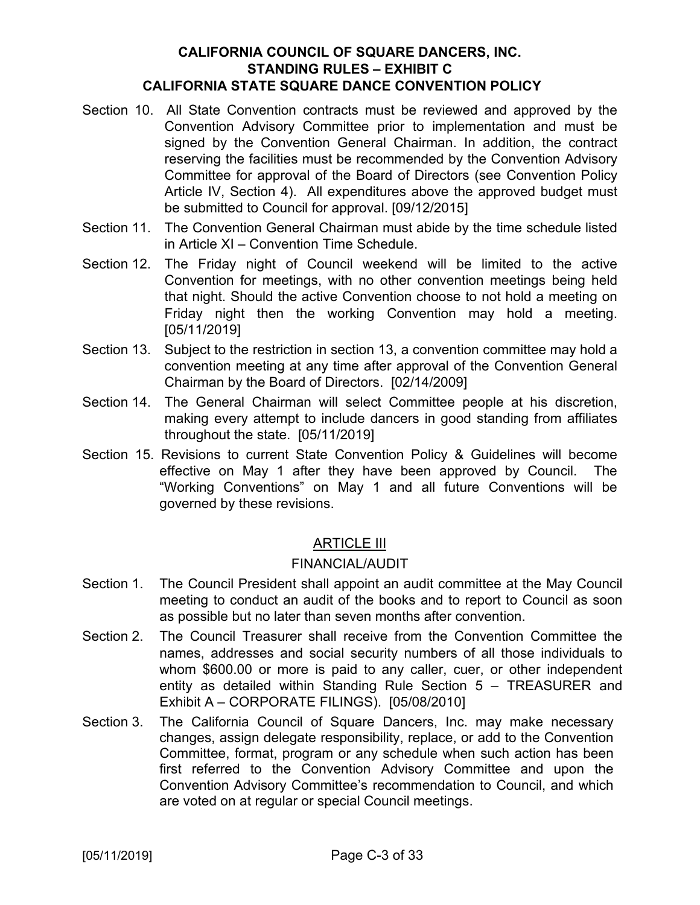Section 10. All State Convention contracts must be reviewed and approved by the Convention Advisory Committee prior to implementation and must be signed by the Convention General Chairman. In addition, the contract reserving the facilities must be recommended by the Convention Advisory Committee for approval of the Board of Directors (see Convention Policy Article IV, Section 4). All expenditures above the approved budget must be submitted to Council for approval. [09/12/2015]

Section 11. The Convention General Chairman must abide by the time schedule listed in Article XI – Convention Time Schedule.

Section 12. The Friday night of Council weekend will be limited to the active Convention for meetings, with no other convention meetings being held that night. Should the active Convention choose to not hold a meeting on Friday night then the working Convention may hold a meeting. [05/11/2019]

Section 13. Subject to the restriction in section 13, a convention committee may hold a convention meeting at any time after approval of the Convention General Chairman by the Board of Directors. [02/14/2009]

Section 14. The General Chairman will select Committee people at his discretion, making every attempt to include dancers in good standing from affiliates throughout the state. [05/11/2019]

Section 15. Revisions to current State Convention Policy & Guidelines will become effective on May 1 after they have been approved by Council. The "Working Conventions" on May 1 and all future Conventions will be governed by these revisions.

## ARTICLE III

### FINANCIAL/AUDIT

Section 1. The Council President shall appoint an audit committee at the May Council meeting to conduct an audit of the books and to report to Council as soon as possible but no later than seven months after convention.

Section 2. The Council Treasurer shall receive from the Convention Committee the names, addresses and social security numbers of all those individuals to whom $600.00 or more is paid to any caller, cuer, or other independent entity as detailed within Standing Rule Section 5 – TREASURER and Exhibit A – CORPORATE FILINGS). [05/08/2010]

Section 3. The California Council of Square Dancers, Inc. may make necessary changes, assign delegate responsibility, replace, or add to the Convention Committee, format, program or any schedule when such action has been first referred to the Convention Advisory Committee and upon the Convention Advisory Committee's recommendation to Council, and which are voted on at regular or special Council meetings.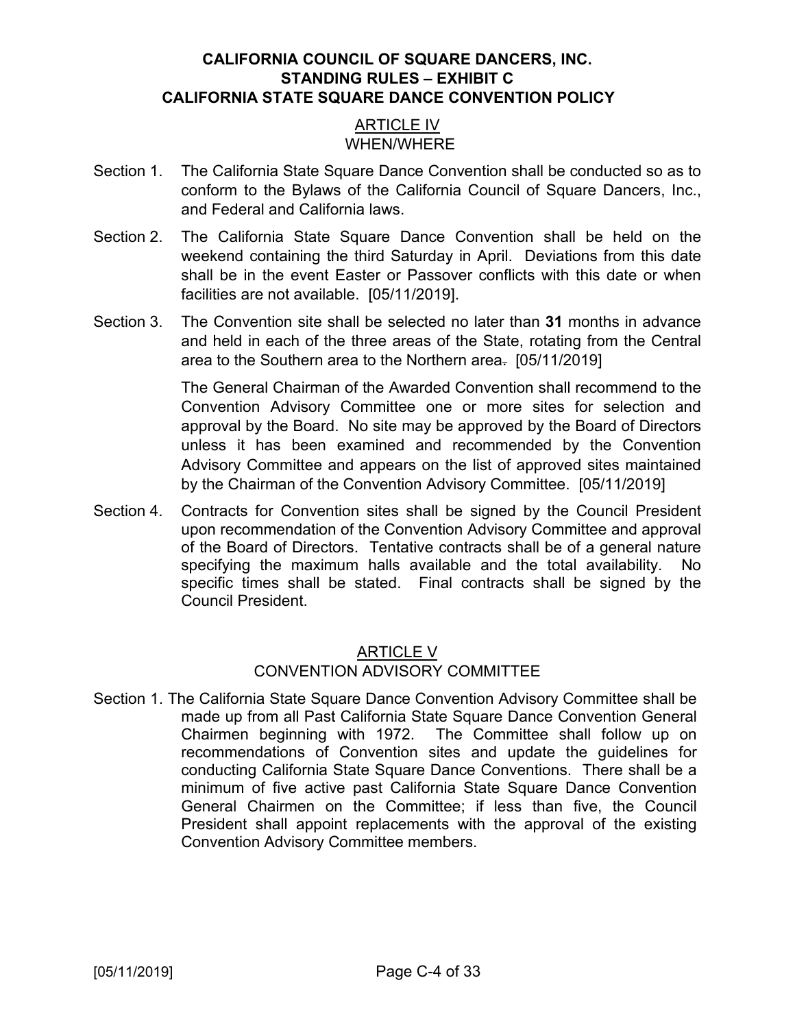# CALIFORNIA COUNCIL OF SQUARE DANCERS, INC.
# STANDING RULES – EXHIBIT C
# CALIFORNIA STATE SQUARE DANCE CONVENTION POLICY

## ARTICLE IV
## WHEN/WHERE

Section 1. The California State Square Dance Convention shall be conducted so as to conform to the Bylaws of the California Council of Square Dancers, Inc., and Federal and California laws.

Section 2. The California State Square Dance Convention shall be held on the weekend containing the third Saturday in April. Deviations from this date shall be in the event Easter or Passover conflicts with this date or when facilities are not available. [05/11/2019].

Section 3. The Convention site shall be selected no later than **31** months in advance and held in each of the three areas of the State, rotating from the Central area to the Southern area to the Northern area. [05/11/2019]

The General Chairman of the Awarded Convention shall recommend to the Convention Advisory Committee one or more sites for selection and approval by the Board. No site may be approved by the Board of Directors unless it has been examined and recommended by the Convention Advisory Committee and appears on the list of approved sites maintained by the Chairman of the Convention Advisory Committee. [05/11/2019]

Section 4. Contracts for Convention sites shall be signed by the Council President upon recommendation of the Convention Advisory Committee and approval of the Board of Directors. Tentative contracts shall be of a general nature specifying the maximum halls available and the total availability. No specific times shall be stated. Final contracts shall be signed by the Council President.

## ARTICLE V
## CONVENTION ADVISORY COMMITTEE

Section 1. The California State Square Dance Convention Advisory Committee shall be made up from all Past California State Square Dance Convention General Chairmen beginning with 1972. The Committee shall follow up on recommendations of Convention sites and update the guidelines for conducting California State Square Dance Conventions. There shall be a minimum of five active past California State Square Dance Convention General Chairmen on the Committee; if less than five, the Council President shall appoint replacements with the approval of the existing Convention Advisory Committee members.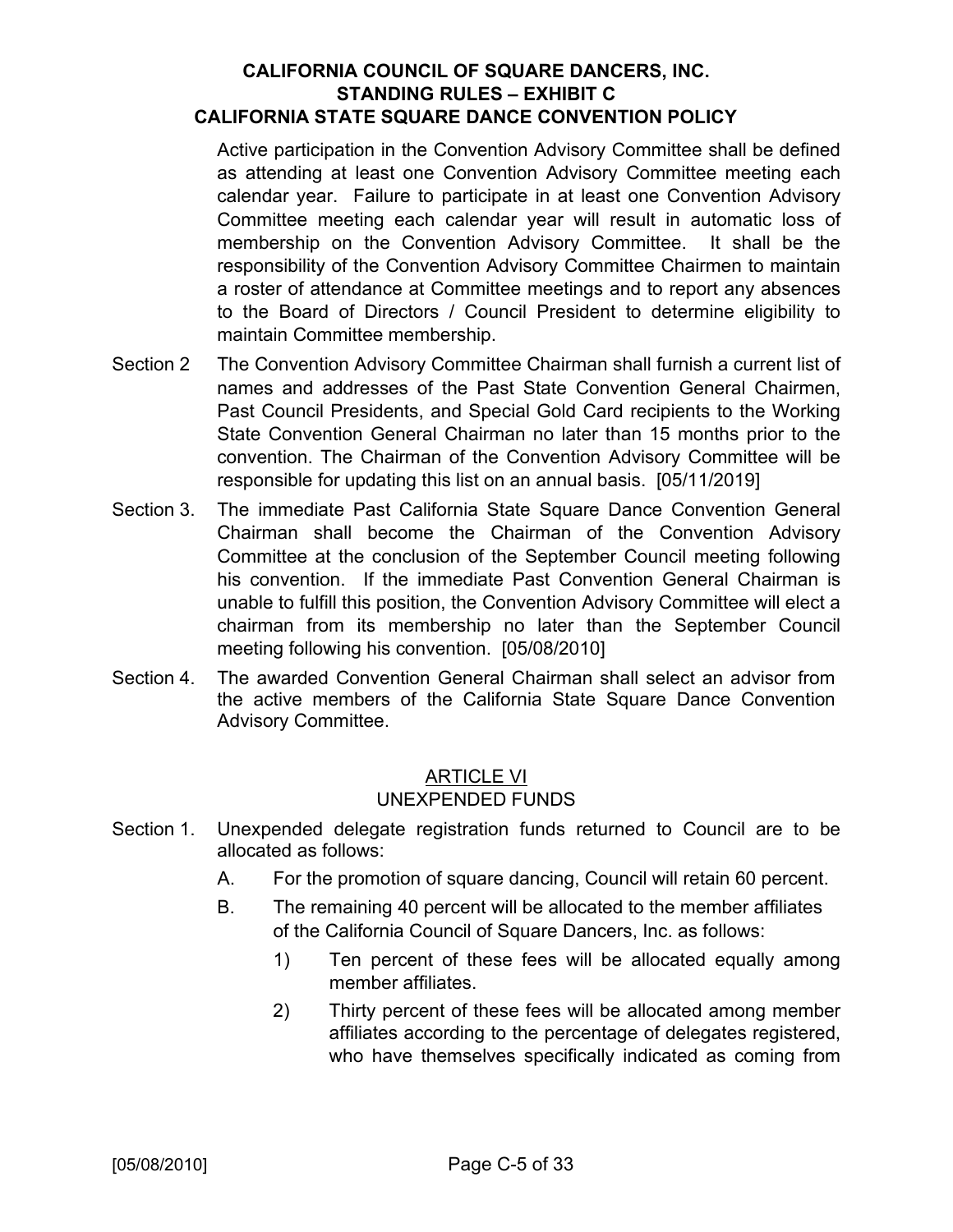Active participation in the Convention Advisory Committee shall be defined as attending at least one Convention Advisory Committee meeting each calendar year. Failure to participate in at least one Convention Advisory Committee meeting each calendar year will result in automatic loss of membership on the Convention Advisory Committee. It shall be the responsibility of the Convention Advisory Committee Chairmen to maintain a roster of attendance at Committee meetings and to report any absences to the Board of Directors / Council President to determine eligibility to maintain Committee membership.

Section 2 The Convention Advisory Committee Chairman shall furnish a current list of names and addresses of the Past State Convention General Chairmen, Past Council Presidents, and Special Gold Card recipients to the Working State Convention General Chairman no later than 15 months prior to the convention. The Chairman of the Convention Advisory Committee will be responsible for updating this list on an annual basis. [05/11/2019]

Section 3. The immediate Past California State Square Dance Convention General Chairman shall become the Chairman of the Convention Advisory Committee at the conclusion of the September Council meeting following his convention. If the immediate Past Convention General Chairman is unable to fulfill this position, the Convention Advisory Committee will elect a chairman from its membership no later than the September Council meeting following his convention. [05/08/2010]

Section 4. The awarded Convention General Chairman shall select an advisor from the active members of the California State Square Dance Convention Advisory Committee.

## ARTICLE VI
## UNEXPENDED FUNDS

Section 1. Unexpended delegate registration funds returned to Council are to be allocated as follows:

A. For the promotion of square dancing, Council will retain 60 percent.

B. The remaining 40 percent will be allocated to the member affiliates of the California Council of Square Dancers, Inc. as follows:

1) Ten percent of these fees will be allocated equally among member affiliates.

2) Thirty percent of these fees will be allocated among member affiliates according to the percentage of delegates registered, who have themselves specifically indicated as coming from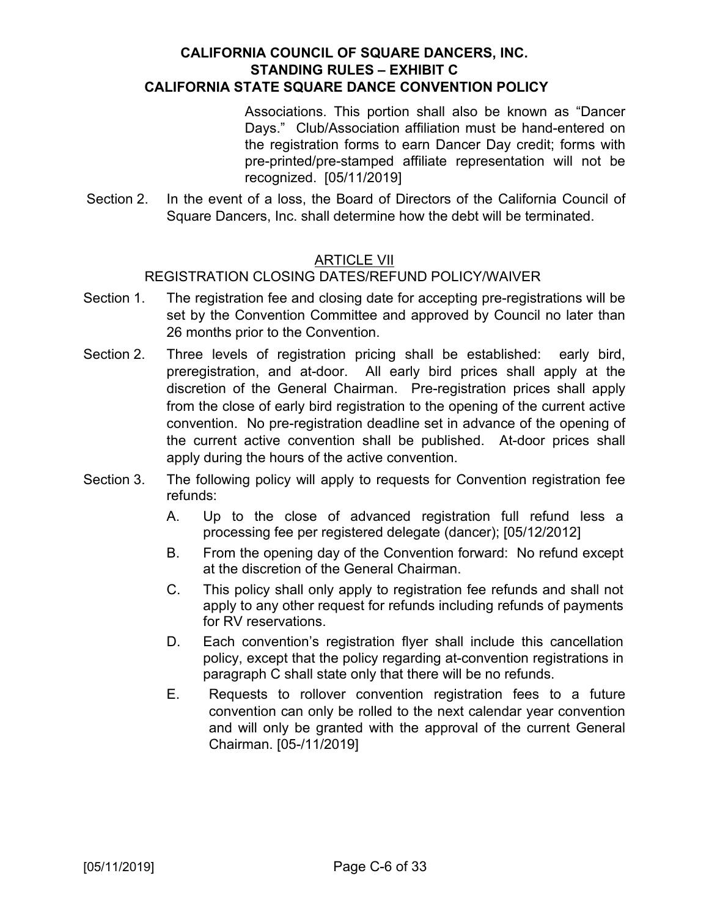Associations. This portion shall also be known as "Dancer Days." Club/Association affiliation must be hand-entered on the registration forms to earn Dancer Day credit; forms with pre-printed/pre-stamped affiliate representation will not be recognized. [05/11/2019]

Section 2. In the event of a loss, the Board of Directors of the California Council of Square Dancers, Inc. shall determine how the debt will be terminated.

## ARTICLE VII

### REGISTRATION CLOSING DATES/REFUND POLICY/WAIVER

Section 1. The registration fee and closing date for accepting pre-registrations will be set by the Convention Committee and approved by Council no later than 26 months prior to the Convention.

Section 2. Three levels of registration pricing shall be established: early bird, preregistration, and at-door. All early bird prices shall apply at the discretion of the General Chairman. Pre-registration prices shall apply from the close of early bird registration to the opening of the current active convention. No pre-registration deadline set in advance of the opening of the current active convention shall be published. At-door prices shall apply during the hours of the active convention.

Section 3. The following policy will apply to requests for Convention registration fee refunds:

A. Up to the close of advanced registration full refund less a processing fee per registered delegate (dancer); [05/12/2012]

B. From the opening day of the Convention forward: No refund except at the discretion of the General Chairman.

C. This policy shall only apply to registration fee refunds and shall not apply to any other request for refunds including refunds of payments for RV reservations.

D. Each convention's registration flyer shall include this cancellation policy, except that the policy regarding at-convention registrations in paragraph C shall state only that there will be no refunds.

E. Requests to rollover convention registration fees to a future convention can only be rolled to the next calendar year convention and will only be granted with the approval of the current General Chairman. [05-/11/2019]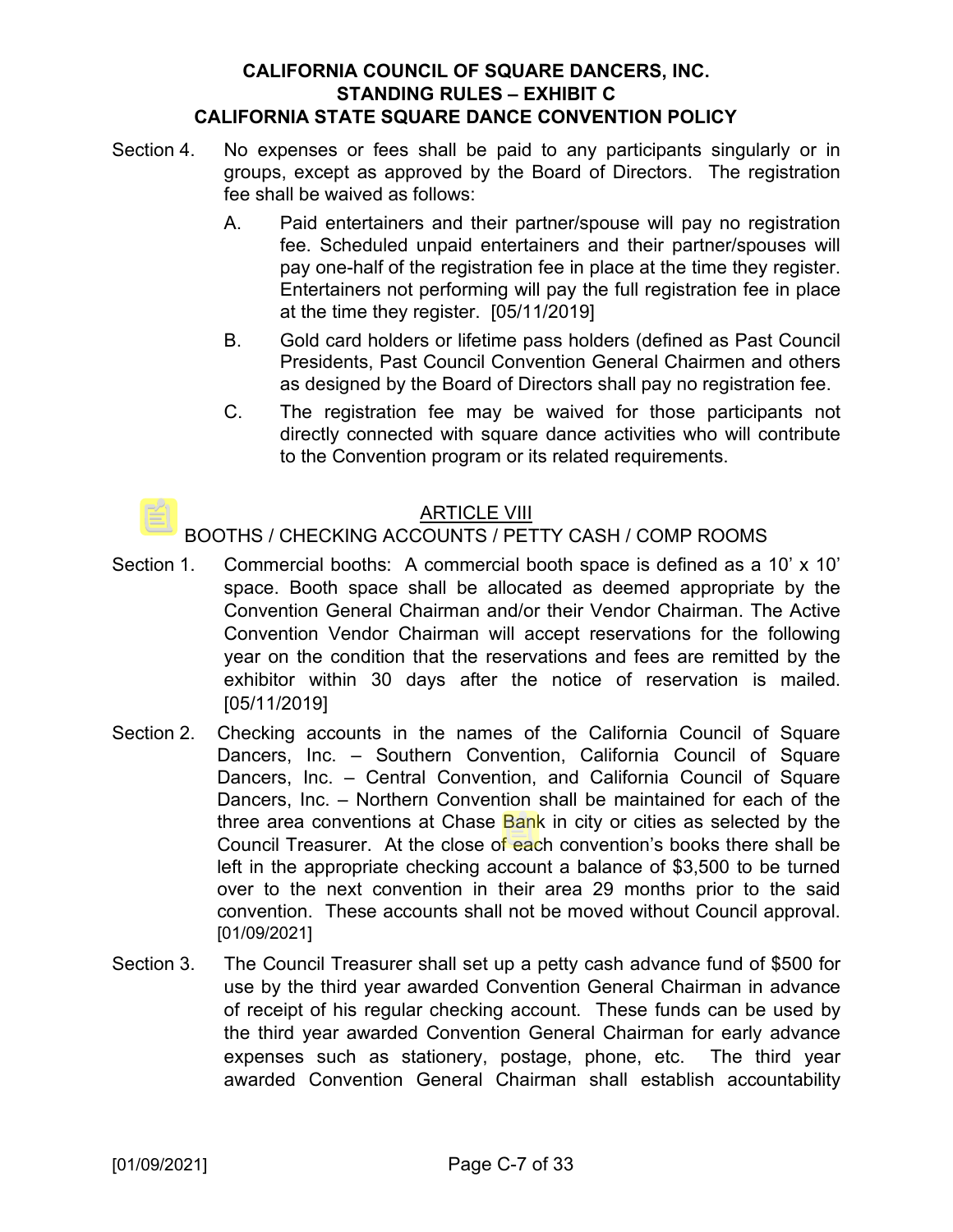Section 4. No expenses or fees shall be paid to any participants singularly or in groups, except as approved by the Board of Directors. The registration fee shall be waived as follows:

A. Paid entertainers and their partner/spouse will pay no registration fee. Scheduled unpaid entertainers and their partner/spouses will pay one-half of the registration fee in place at the time they register. Entertainers not performing will pay the full registration fee in place at the time they register. [05/11/2019]

B. Gold card holders or lifetime pass holders (defined as Past Council Presidents, Past Council Convention General Chairmen and others as designed by the Board of Directors shall pay no registration fee.

C. The registration fee may be waived for those participants not directly connected with square dance activities who will contribute to the Convention program or its related requirements.

## ARTICLE VIII

## BOOTHS / CHECKING ACCOUNTS / PETTY CASH / COMP ROOMS

Section 1. Commercial booths: A commercial booth space is defined as a 10' x 10' space. Booth space shall be allocated as deemed appropriate by the Convention General Chairman and/or their Vendor Chairman. The Active Convention Vendor Chairman will accept reservations for the following year on the condition that the reservations and fees are remitted by the exhibitor within 30 days after the notice of reservation is mailed. [05/11/2019]

Section 2. Checking accounts in the names of the California Council of Square Dancers, Inc. – Southern Convention, California Council of Square Dancers, Inc. – Central Convention, and California Council of Square Dancers, Inc. – Northern Convention shall be maintained for each of the three area conventions at Chase Bank in city or cities as selected by the Council Treasurer. At the close of each convention's books there shall be left in the appropriate checking account a balance of $3,500 to be turned over to the next convention in their area 29 months prior to the said convention. These accounts shall not be moved without Council approval. [01/09/2021]

Section 3. The Council Treasurer shall set up a petty cash advance fund of $500 for use by the third year awarded Convention General Chairman in advance of receipt of his regular checking account. These funds can be used by the third year awarded Convention General Chairman for early advance expenses such as stationery, postage, phone, etc. The third year awarded Convention General Chairman shall establish accountability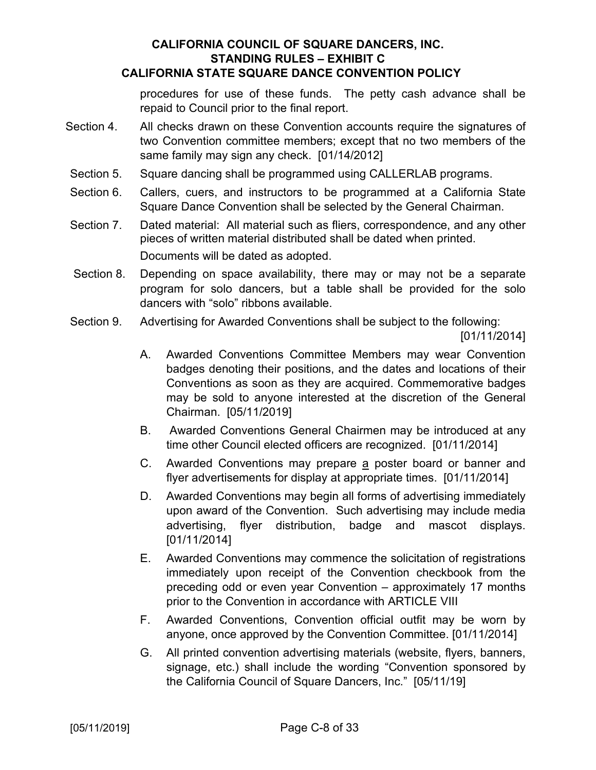procedures for use of these funds. The petty cash advance shall be repaid to Council prior to the final report.

Section 4. All checks drawn on these Convention accounts require the signatures of two Convention committee members; except that no two members of the same family may sign any check. [01/14/2012]

Section 5. Square dancing shall be programmed using CALLERLAB programs.

Section 6. Callers, cuers, and instructors to be programmed at a California State Square Dance Convention shall be selected by the General Chairman.

Section 7. Dated material: All material such as fliers, correspondence, and any other pieces of written material distributed shall be dated when printed.

Documents will be dated as adopted.

Section 8. Depending on space availability, there may or may not be a separate program for solo dancers, but a table shall be provided for the solo dancers with "solo" ribbons available.

Section 9. Advertising for Awarded Conventions shall be subject to the following: [01/11/2014]

A. Awarded Conventions Committee Members may wear Convention badges denoting their positions, and the dates and locations of their Conventions as soon as they are acquired. Commemorative badges may be sold to anyone interested at the discretion of the General Chairman. [05/11/2019]

B. Awarded Conventions General Chairmen may be introduced at any time other Council elected officers are recognized. [01/11/2014]

C. Awarded Conventions may prepare <u>a</u> poster board or banner and flyer advertisements for display at appropriate times. [01/11/2014]

D. Awarded Conventions may begin all forms of advertising immediately upon award of the Convention. Such advertising may include media advertising, flyer distribution, badge and mascot displays. [01/11/2014]

E. Awarded Conventions may commence the solicitation of registrations immediately upon receipt of the Convention checkbook from the preceding odd or even year Convention – approximately 17 months prior to the Convention in accordance with ARTICLE VIII

F. Awarded Conventions, Convention official outfit may be worn by anyone, once approved by the Convention Committee. [01/11/2014]

G. All printed convention advertising materials (website, flyers, banners, signage, etc.) shall include the wording "Convention sponsored by the California Council of Square Dancers, Inc." [05/11/19]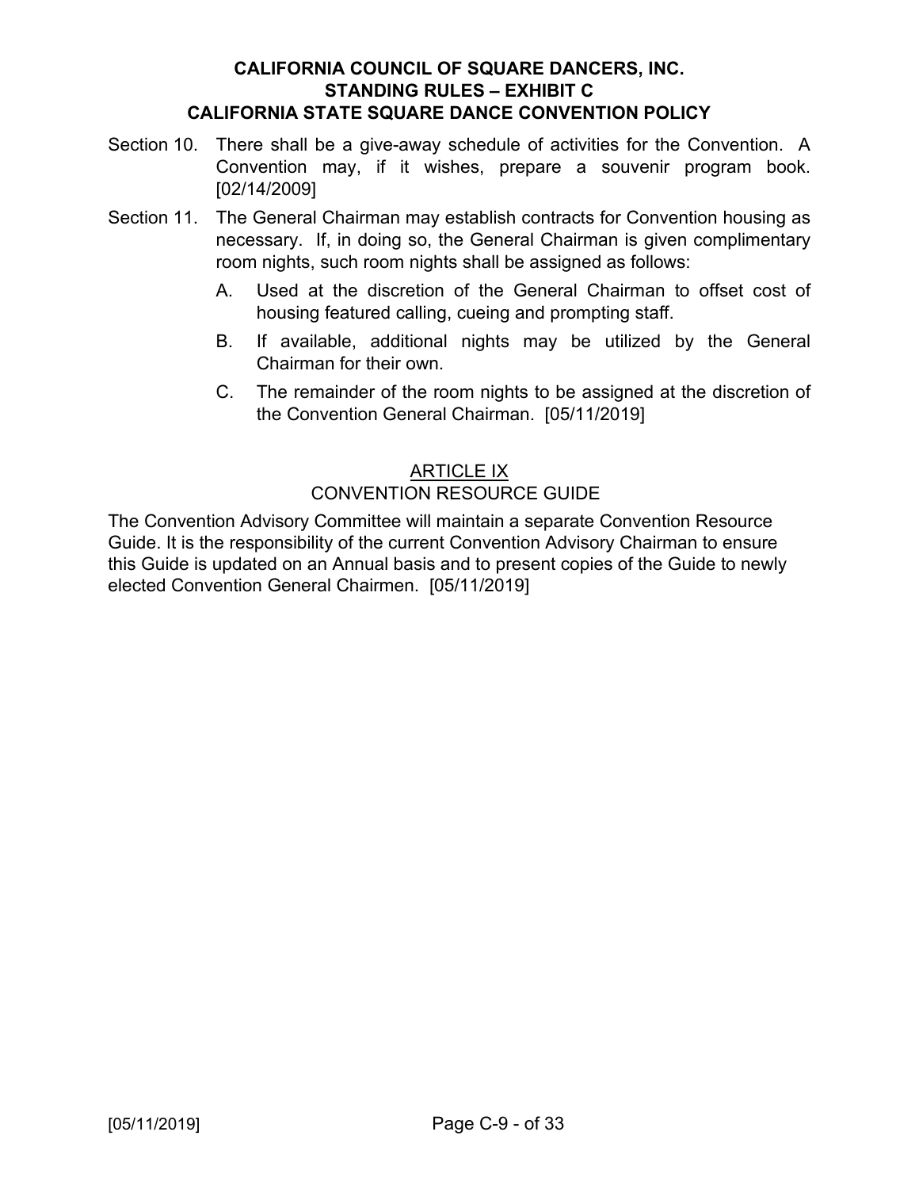Section 10. There shall be a give-away schedule of activities for the Convention. A Convention may, if it wishes, prepare a souvenir program book. [02/14/2009]

Section 11. The General Chairman may establish contracts for Convention housing as necessary. If, in doing so, the General Chairman is given complimentary room nights, such room nights shall be assigned as follows:

A. Used at the discretion of the General Chairman to offset cost of housing featured calling, cueing and prompting staff.

B. If available, additional nights may be utilized by the General Chairman for their own.

C. The remainder of the room nights to be assigned at the discretion of the Convention General Chairman. [05/11/2019]

## ARTICLE IX
## CONVENTION RESOURCE GUIDE

The Convention Advisory Committee will maintain a separate Convention Resource Guide. It is the responsibility of the current Convention Advisory Chairman to ensure this Guide is updated on an Annual basis and to present copies of the Guide to newly elected Convention General Chairmen. [05/11/2019]